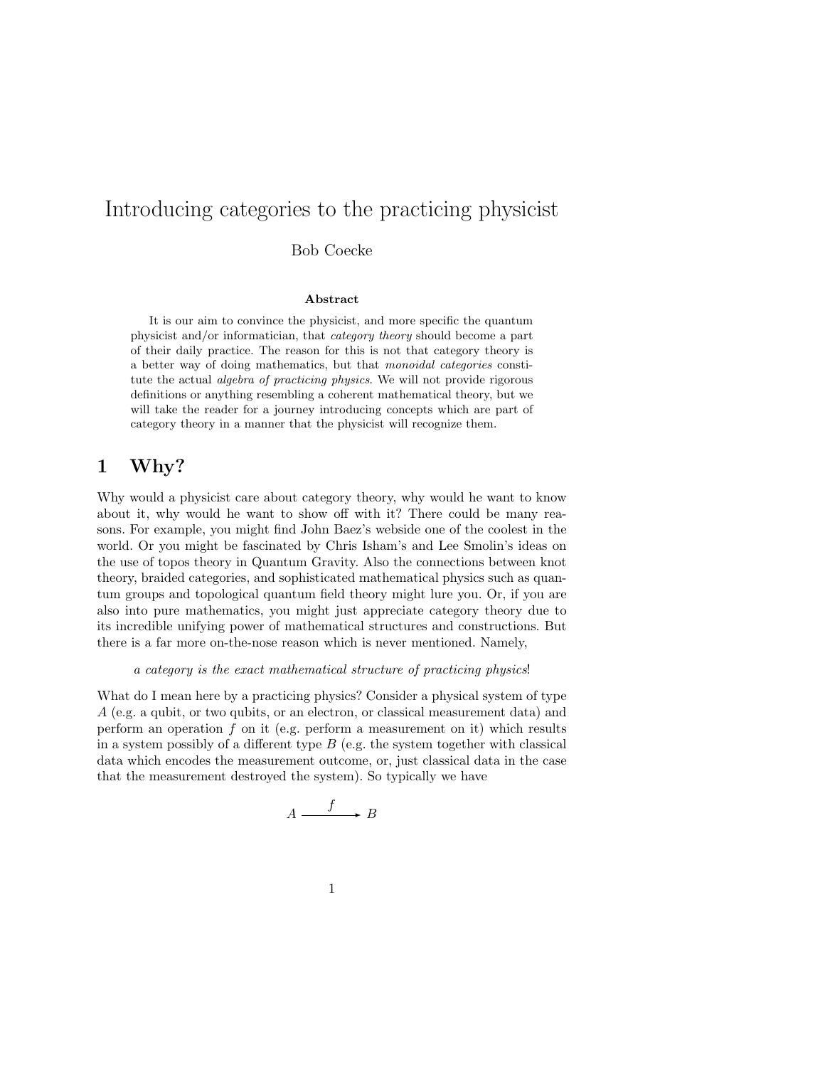# Introducing categories to the practicing physicist

Bob Coecke

**Abstract**

It is our aim to convince the physicist, and more specific the quantum physicist and/or informatician, that *category theory* should become a part of their daily practice. The reason for this is not that category theory is a better way of doing mathematics, but that *monoidal categories* constitute the actual *algebra of practicing physics*. We will not provide rigorous definitions or anything resembling a coherent mathematical theory, but we will take the reader for a journey introducing concepts which are part of category theory in a manner that the physicist will recognize them.

## 1 Why?

Why would a physicist care about category theory, why would he want to know about it, why would he want to show off with it? There could be many reasons. For example, you might find John Baez's webside one of the coolest in the world. Or you might be fascinated by Chris Isham's and Lee Smolin's ideas on the use of topos theory in Quantum Gravity. Also the connections between knot theory, braided categories, and sophisticated mathematical physics such as quantum groups and topological quantum field theory might lure you. Or, if you are also into pure mathematics, you might just appreciate category theory due to its incredible unifying power of mathematical structures and constructions. But there is a far more on-the-nose reason which is never mentioned. Namely,

*a category is the exact mathematical structure of practicing physics*!

What do I mean here by a practicing physics? Consider a physical system of type $A$ (e.g. a qubit, or two qubits, or an electron, or classical measurement data) and perform an operation $f$ on it (e.g. perform a measurement on it) which results in a system possibly of a different type $B$ (e.g. the system together with classical data which encodes the measurement outcome, or, just classical data in the case that the measurement destroyed the system). So typically we have

$$A \xrightarrow{f} B$$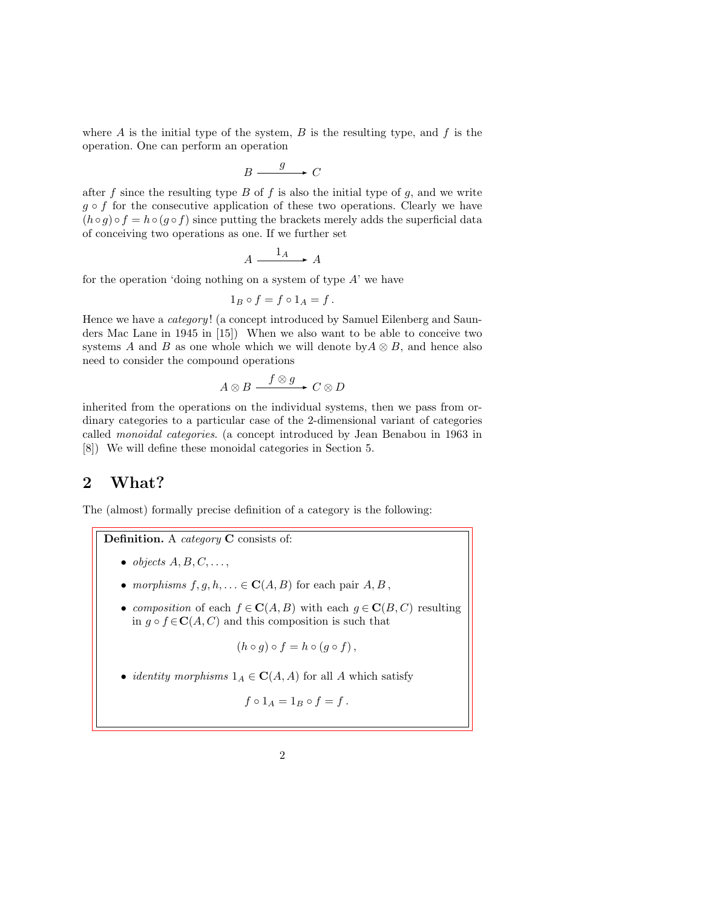where $A$ is the initial type of the system, $B$ is the resulting type, and $f$ is the operation. One can perform an operation

$$B \xrightarrow{\quad g \quad} C$$

after $f$ since the resulting type $B$ of $f$ is also the initial type of $g$, and we write $g \circ f$ for the consecutive application of these two operations. Clearly we have $(h \circ g) \circ f = h \circ (g \circ f)$ since putting the brackets merely adds the superficial data of conceiving two operations as one. If we further set

$$A \xrightarrow{\quad 1_A \quad} A$$

for the operation 'doing nothing on a system of type $A$' we have

$$1_B \circ f = f \circ 1_A = f \,.$$

Hence we have a *category*! (a concept introduced by Samuel Eilenberg and Saunders Mac Lane in 1945 in [15]) When we also want to be able to conceive two systems $A$ and $B$ as one whole which we will denote by$A \otimes B$, and hence also need to consider the compound operations

$$A \otimes B \xrightarrow{\quad f \otimes g \quad} C \otimes D$$

inherited from the operations on the individual systems, then we pass from ordinary categories to a particular case of the 2-dimensional variant of categories called *monoidal categories*. (a concept introduced by Jean Benabou in 1963 in [8]) We will define these monoidal categories in Section 5.

## 2 What?

The (almost) formally precise definition of a category is the following:

**Definition.** A *category* $\mathbf{C}$ consists of:

- *objects* $A, B, C, \ldots$,
- *morphisms* $f, g, h, \ldots \in \mathbf{C}(A, B)$ for each pair $A, B$,
- *composition* of each $f \in \mathbf{C}(A, B)$ with each $g \in \mathbf{C}(B, C)$ resulting in $g \circ f \in \mathbf{C}(A, C)$ and this composition is such that

$$(h \circ g) \circ f = h \circ (g \circ f)\,,$$

- *identity morphisms* $1_A \in \mathbf{C}(A, A)$ for all $A$ which satisfy

$$f \circ 1_A = 1_B \circ f = f\,.$$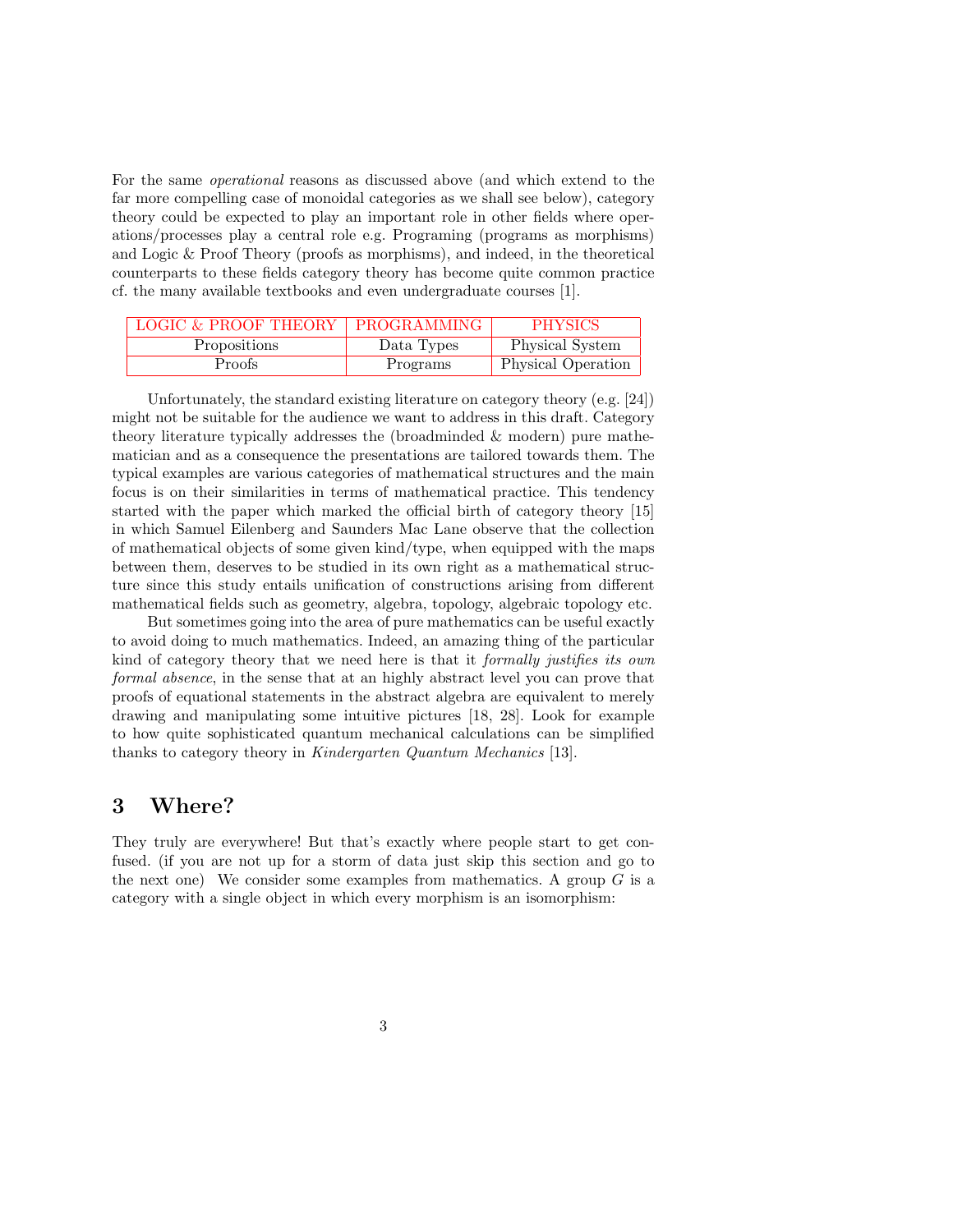For the same *operational* reasons as discussed above (and which extend to the far more compelling case of monoidal categories as we shall see below), category theory could be expected to play an important role in other fields where operations/processes play a central role e.g. Programing (programs as morphisms) and Logic & Proof Theory (proofs as morphisms), and indeed, in the theoretical counterparts to these fields category theory has become quite common practice cf. the many available textbooks and even undergraduate courses [1].

| LOGIC & PROOF THEORY | PROGRAMMING | PHYSICS |
|---|---|---|
| Propositions | Data Types | Physical System |
| Proofs | Programs | Physical Operation |

Unfortunately, the standard existing literature on category theory (e.g. [24]) might not be suitable for the audience we want to address in this draft. Category theory literature typically addresses the (broadminded & modern) pure mathematician and as a consequence the presentations are tailored towards them. The typical examples are various categories of mathematical structures and the main focus is on their similarities in terms of mathematical practice. This tendency started with the paper which marked the official birth of category theory [15] in which Samuel Eilenberg and Saunders Mac Lane observe that the collection of mathematical objects of some given kind/type, when equipped with the maps between them, deserves to be studied in its own right as a mathematical structure since this study entails unification of constructions arising from different mathematical fields such as geometry, algebra, topology, algebraic topology etc.

But sometimes going into the area of pure mathematics can be useful exactly to avoid doing to much mathematics. Indeed, an amazing thing of the particular kind of category theory that we need here is that it *formally justifies its own formal absence*, in the sense that at an highly abstract level you can prove that proofs of equational statements in the abstract algebra are equivalent to merely drawing and manipulating some intuitive pictures [18, 28]. Look for example to how quite sophisticated quantum mechanical calculations can be simplified thanks to category theory in *Kindergarten Quantum Mechanics* [13].

## 3 Where?

They truly are everywhere! But that's exactly where people start to get confused. (if you are not up for a storm of data just skip this section and go to the next one) We consider some examples from mathematics. A group $G$ is a category with a single object in which every morphism is an isomorphism: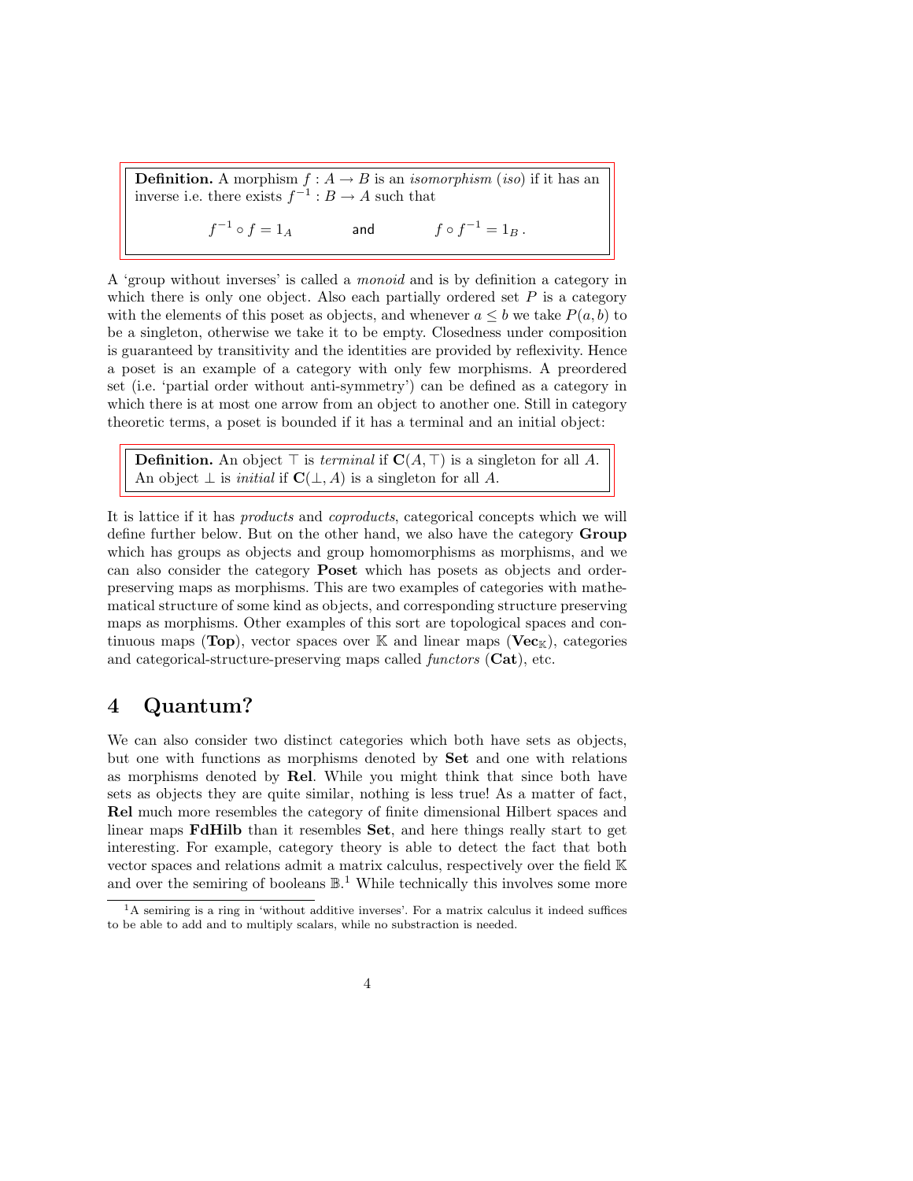**Definition.** A morphism $f : A \to B$ is an *isomorphism* (*iso*) if it has an inverse i.e. there exists $f^{-1} : B \to A$ such that

$$f^{-1} \circ f = 1_A \qquad \text{and} \qquad f \circ f^{-1} = 1_B \,.$$

A 'group without inverses' is called a *monoid* and is by definition a category in which there is only one object. Also each partially ordered set $P$ is a category with the elements of this poset as objects, and whenever $a \leq b$ we take $P(a, b)$ to be a singleton, otherwise we take it to be empty. Closedness under composition is guaranteed by transitivity and the identities are provided by reflexivity. Hence a poset is an example of a category with only few morphisms. A preordered set (i.e. 'partial order without anti-symmetry') can be defined as a category in which there is at most one arrow from an object to another one. Still in category theoretic terms, a poset is bounded if it has a terminal and an initial object:

**Definition.** An object $\top$ is *terminal* if $\mathbf{C}(A, \top)$ is a singleton for all $A$. An object $\bot$ is *initial* if $\mathbf{C}(\bot, A)$ is a singleton for all $A$.

It is lattice if it has *products* and *coproducts*, categorical concepts which we will define further below. But on the other hand, we also have the category **Group** which has groups as objects and group homomorphisms as morphisms, and we can also consider the category **Poset** which has posets as objects and order-preserving maps as morphisms. This are two examples of categories with mathematical structure of some kind as objects, and corresponding structure preserving maps as morphisms. Other examples of this sort are topological spaces and continuous maps (**Top**), vector spaces over $\mathbb{K}$ and linear maps ($\mathbf{Vec}_{\mathbb{K}}$), categories and categorical-structure-preserving maps called *functors* (**Cat**), etc.

## 4 Quantum?

We can also consider two distinct categories which both have sets as objects, but one with functions as morphisms denoted by **Set** and one with relations as morphisms denoted by **Rel**. While you might think that since both have sets as objects they are quite similar, nothing is less true! As a matter of fact, **Rel** much more resembles the category of finite dimensional Hilbert spaces and linear maps **FdHilb** than it resembles **Set**, and here things really start to get interesting. For example, category theory is able to detect the fact that both vector spaces and relations admit a matrix calculus, respectively over the field $\mathbb{K}$ and over the semiring of booleans $\mathbb{B}$.[1] While technically this involves some more

[1] A semiring is a ring in 'without additive inverses'. For a matrix calculus it indeed suffices to be able to add and to multiply scalars, while no substraction is needed.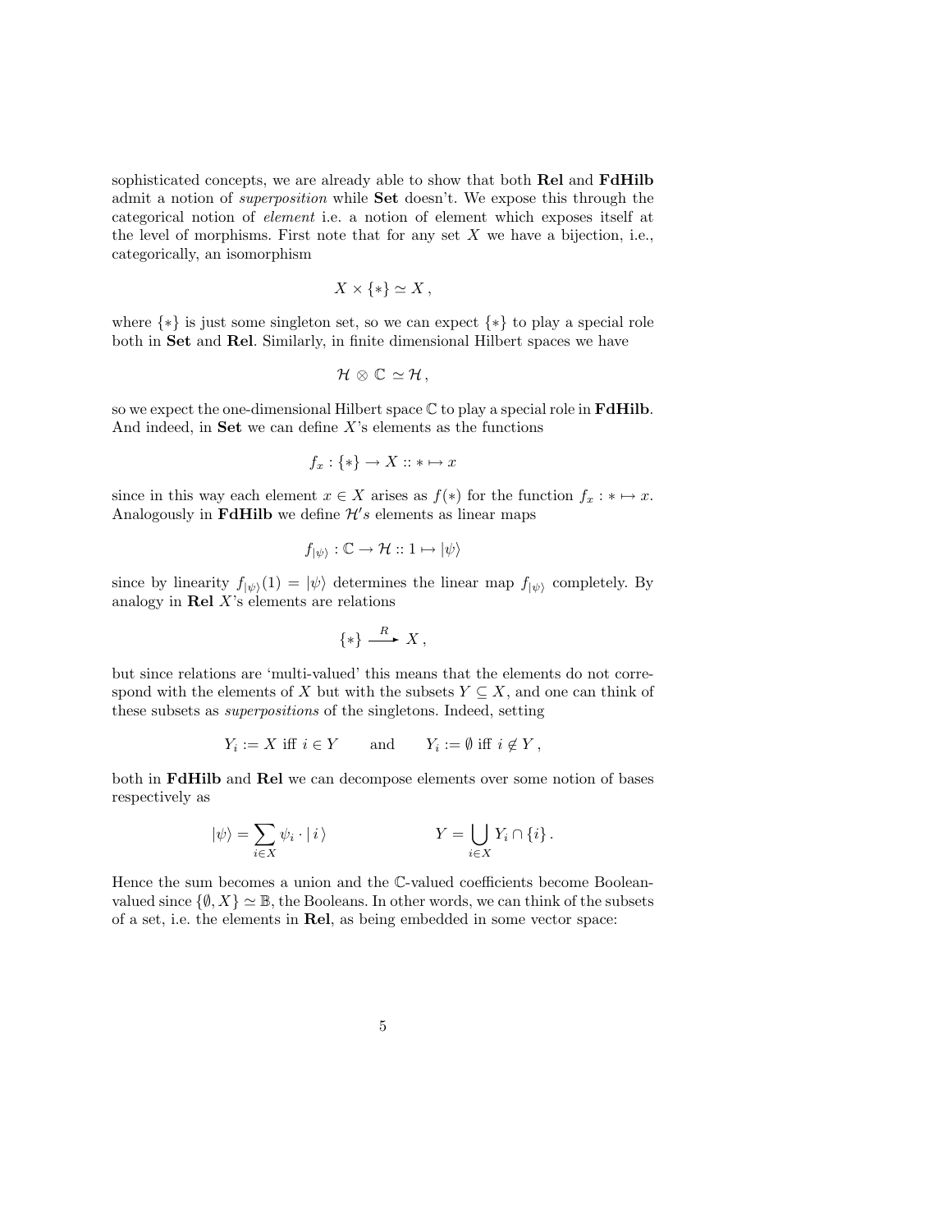sophisticated concepts, we are already able to show that both **Rel** and **FdHilb** admit a notion of *superposition* while **Set** doesn't. We expose this through the categorical notion of *element* i.e. a notion of element which exposes itself at the level of morphisms. First note that for any set $X$ we have a bijection, i.e., categorically, an isomorphism

$$X \times \{*\} \simeq X\,,$$

where $\{*\}$ is just some singleton set, so we can expect $\{*\}$ to play a special role both in **Set** and **Rel**. Similarly, in finite dimensional Hilbert spaces we have

$$\mathcal{H} \otimes \mathbb{C} \simeq \mathcal{H}\,,$$

so we expect the one-dimensional Hilbert space $\mathbb{C}$ to play a special role in **FdHilb**. And indeed, in **Set** we can define $X$'s elements as the functions

$$f_x : \{*\} \to X :: * \mapsto x$$

since in this way each element $x \in X$ arises as $f(*)$ for the function $f_x : * \mapsto x$. Analogously in **FdHilb** we define $\mathcal{H}'s$ elements as linear maps

$$f_{|\psi\rangle} : \mathbb{C} \to \mathcal{H} :: 1 \mapsto |\psi\rangle$$

since by linearity $f_{|\psi\rangle}(1) = |\psi\rangle$ determines the linear map $f_{|\psi\rangle}$ completely. By analogy in **Rel** $X$'s elements are relations

$$\{*\} \xrightarrow{\ R\ } X\,,$$

but since relations are 'multi-valued' this means that the elements do not correspond with the elements of $X$ but with the subsets $Y \subseteq X$, and one can think of these subsets as *superpositions* of the singletons. Indeed, setting

$$Y_i := X \text{ iff } i \in Y \qquad \text{and} \qquad Y_i := \emptyset \text{ iff } i \notin Y\,,$$

both in **FdHilb** and **Rel** we can decompose elements over some notion of bases respectively as

$$|\psi\rangle = \sum_{i \in X} \psi_i \cdot |\, i\,\rangle \qquad\qquad Y = \bigcup_{i \in X} Y_i \cap \{i\}\,.$$

Hence the sum becomes a union and the $\mathbb{C}$-valued coefficients become Boolean-valued since $\{\emptyset, X\} \simeq \mathbb{B}$, the Booleans. In other words, we can think of the subsets of a set, i.e. the elements in **Rel**, as being embedded in some vector space: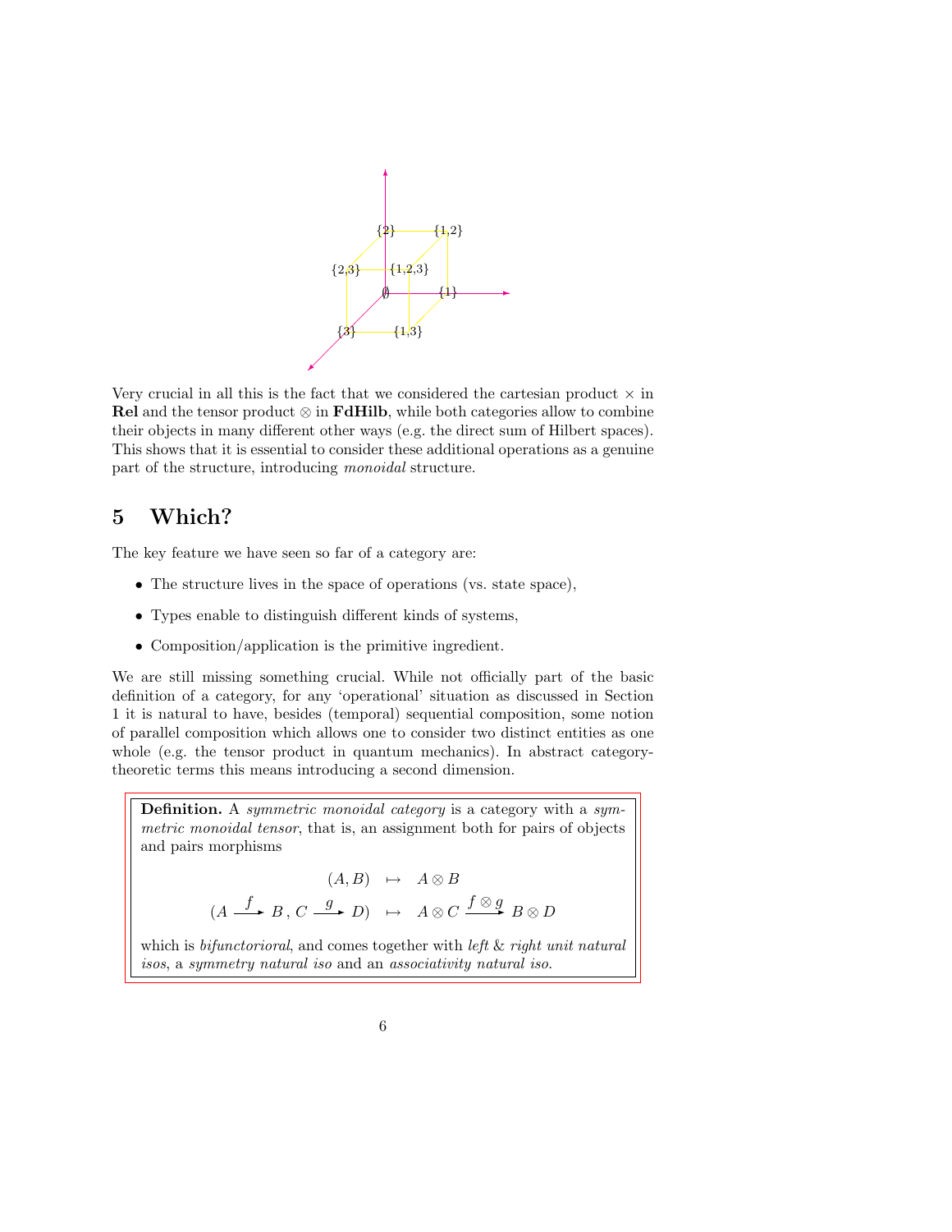Very crucial in all this is the fact that we considered the cartesian product $\times$ in **Rel** and the tensor product $\otimes$ in **FdHilb**, while both categories allow to combine their objects in many different other ways (e.g. the direct sum of Hilbert spaces). This shows that it is essential to consider these additional operations as a genuine part of the structure, introducing *monoidal* structure.

# 5 Which?

The key feature we have seen so far of a category are:

- The structure lives in the space of operations (vs. state space),
- Types enable to distinguish different kinds of systems,
- Composition/application is the primitive ingredient.

We are still missing something crucial. While not officially part of the basic definition of a category, for any 'operational' situation as discussed in Section 1 it is natural to have, besides (temporal) sequential composition, some notion of parallel composition which allows one to consider two distinct entities as one whole (e.g. the tensor product in quantum mechanics). In abstract category-theoretic terms this means introducing a second dimension.

> **Definition.** A *symmetric monoidal category* is a category with a *symmetric monoidal tensor*, that is, an assignment both for pairs of objects and pairs morphisms
>
> $$(A, B) \quad \mapsto \quad A \otimes B$$
> $$(A \xrightarrow{f} B \,,\, C \xrightarrow{g} D) \quad \mapsto \quad A \otimes C \xrightarrow{f \otimes g} B \otimes D$$
>
> which is *bifunctorioral*, and comes together with *left* & *right unit natural isos*, a *symmetry natural iso* and an *associativity natural iso*.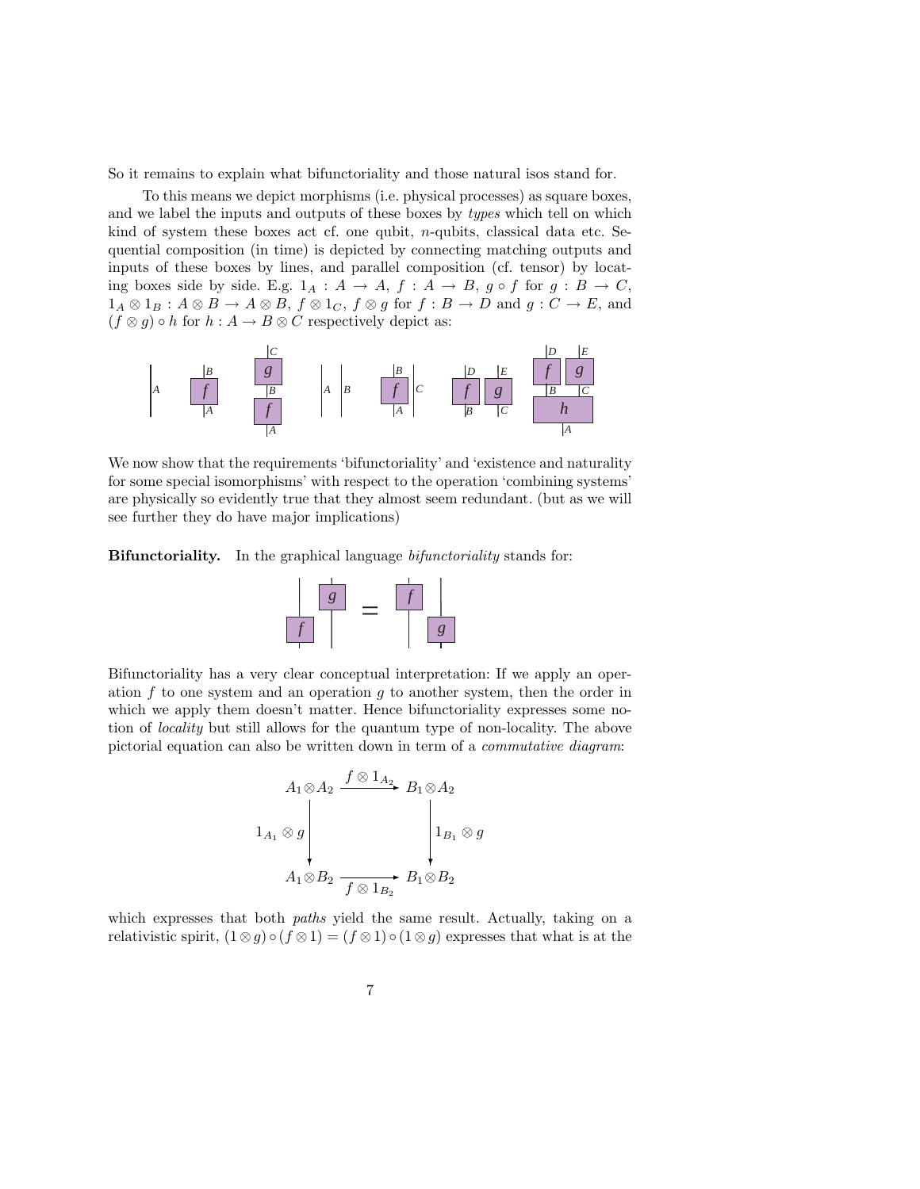So it remains to explain what bifunctoriality and those natural isos stand for.

To this means we depict morphisms (i.e. physical processes) as square boxes, and we label the inputs and outputs of these boxes by *types* which tell on which kind of system these boxes act cf. one qubit, $n$-qubits, classical data etc. Sequential composition (in time) is depicted by connecting matching outputs and inputs of these boxes by lines, and parallel composition (cf. tensor) by locating boxes side by side. E.g. $1_A : A \to A$, $f : A \to B$, $g \circ f$ for $g : B \to C$, $1_A \otimes 1_B : A \otimes B \to A \otimes B$, $f \otimes 1_C$, $f \otimes g$ for $f : B \to D$ and $g : C \to E$, and $(f \otimes g) \circ h$ for $h : A \to B \otimes C$ respectively depict as:

We now show that the requirements 'bifunctoriality' and 'existence and naturality for some special isomorphisms' with respect to the operation 'combining systems' are physically so evidently true that they almost seem redundant. (but as we will see further they do have major implications)

**Bifunctoriality.** In the graphical language *bifunctoriality* stands for:

Bifunctoriality has a very clear conceptual interpretation: If we apply an operation $f$ to one system and an operation $g$ to another system, then the order in which we apply them doesn't matter. Hence bifunctoriality expresses some notion of *locality* but still allows for the quantum type of non-locality. The above pictorial equation can also be written down in term of a *commutative diagram*:

$$
\begin{array}{ccc}
A_1 \otimes A_2 & \xrightarrow{f \otimes 1_{A_2}} & B_1 \otimes A_2 \\
\downarrow {\scriptstyle 1_{A_1} \otimes g} & & \downarrow {\scriptstyle 1_{B_1} \otimes g} \\
A_1 \otimes B_2 & \xrightarrow[f \otimes 1_{B_2}]{} & B_1 \otimes B_2
\end{array}
$$

which expresses that both *paths* yield the same result. Actually, taking on a relativistic spirit, $(1 \otimes g) \circ (f \otimes 1) = (f \otimes 1) \circ (1 \otimes g)$ expresses that what is at the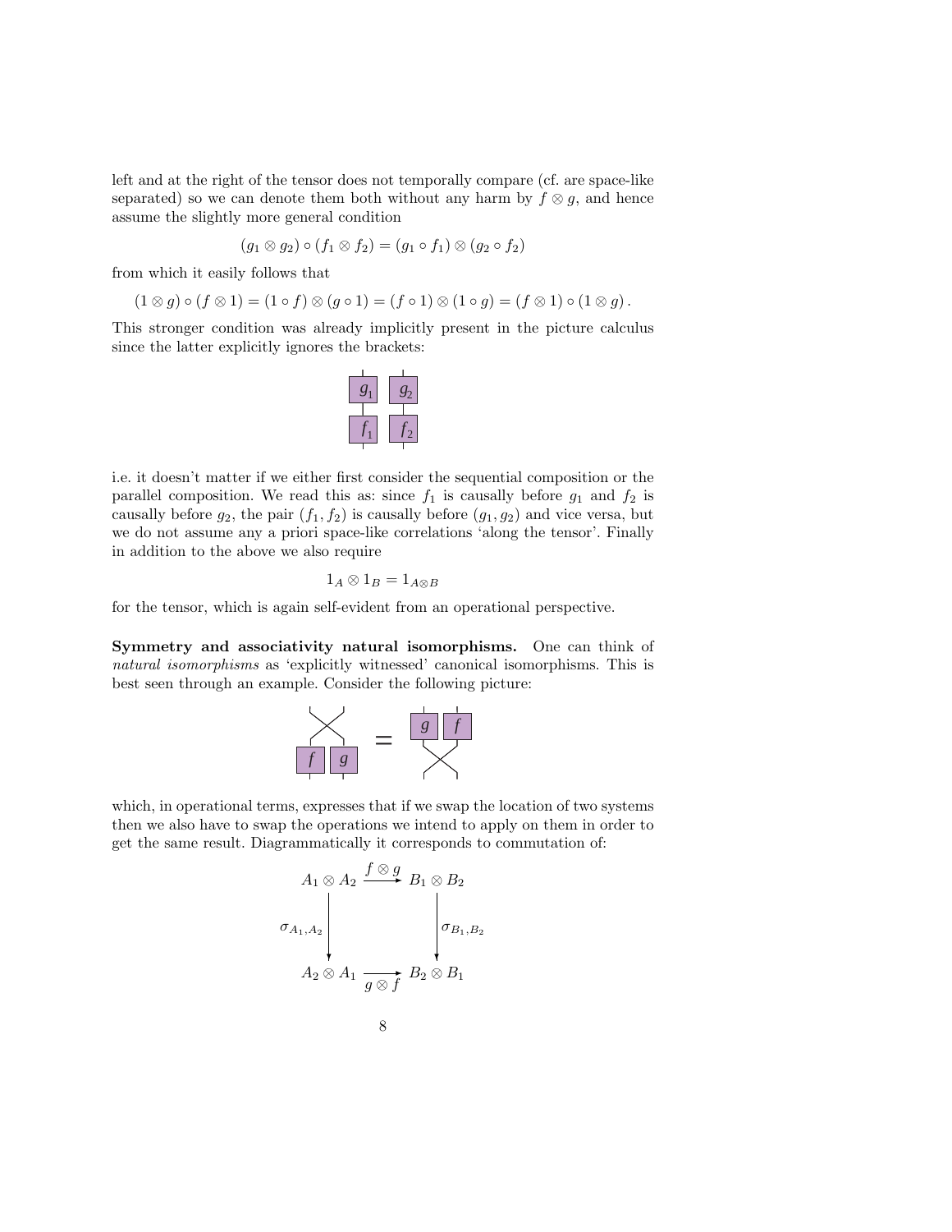left and at the right of the tensor does not temporally compare (cf. are space-like separated) so we can denote them both without any harm by $f \otimes g$, and hence assume the slightly more general condition

$$(g_1 \otimes g_2) \circ (f_1 \otimes f_2) = (g_1 \circ f_1) \otimes (g_2 \circ f_2)$$

from which it easily follows that

$$(1 \otimes g) \circ (f \otimes 1) = (1 \circ f) \otimes (g \circ 1) = (f \circ 1) \otimes (1 \circ g) = (f \otimes 1) \circ (1 \otimes g)\,.$$

This stronger condition was already implicitly present in the picture calculus since the latter explicitly ignores the brackets:

i.e. it doesn't matter if we either first consider the sequential composition or the parallel composition. We read this as: since $f_1$ is causally before $g_1$ and $f_2$ is causally before $g_2$, the pair $(f_1, f_2)$ is causally before $(g_1, g_2)$ and vice versa, but we do not assume any a priori space-like correlations 'along the tensor'. Finally in addition to the above we also require

$$1_A \otimes 1_B = 1_{A\otimes B}$$

for the tensor, which is again self-evident from an operational perspective.

**Symmetry and associativity natural isomorphisms.** One can think of *natural isomorphisms* as 'explicitly witnessed' canonical isomorphisms. This is best seen through an example. Consider the following picture:

which, in operational terms, expresses that if we swap the location of two systems then we also have to swap the operations we intend to apply on them in order to get the same result. Diagrammatically it corresponds to commutation of:

$$\begin{array}{ccc}
A_1 \otimes A_2 & \xrightarrow{\;f \otimes g\;} & B_1 \otimes B_2 \\
\Big\downarrow{\scriptstyle \sigma_{A_1,A_2}} & & \Big\downarrow{\scriptstyle \sigma_{B_1,B_2}} \\
A_2 \otimes A_1 & \xrightarrow[\;g \otimes f\;]{} & B_2 \otimes B_1
\end{array}$$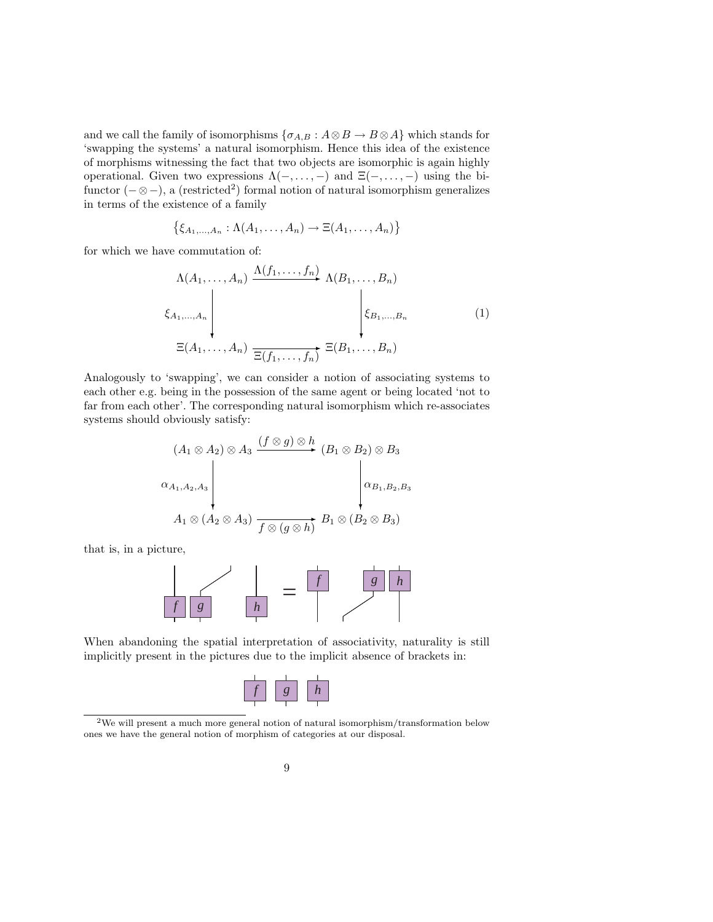and we call the family of isomorphisms $\{\sigma_{A,B} : A \otimes B \to B \otimes A\}$ which stands for 'swapping the systems' a natural isomorphism. Hence this idea of the existence of morphisms witnessing the fact that two objects are isomorphic is again highly operational. Given two expressions $\Lambda(-, \ldots, -)$ and $\Xi(-, \ldots, -)$ using the bifunctor $(- \otimes -)$, a (restricted[2]) formal notion of natural isomorphism generalizes in terms of the existence of a family

$$\left\{\xi_{A_1,\ldots,A_n} : \Lambda(A_1, \ldots, A_n) \to \Xi(A_1, \ldots, A_n)\right\}$$

for which we have commutation of:

$$\begin{array}{ccc}
\Lambda(A_1, \ldots, A_n) & \xrightarrow{\Lambda(f_1, \ldots, f_n)} & \Lambda(B_1, \ldots, B_n) \\
\Big\downarrow {\scriptstyle \xi_{A_1,\ldots,A_n}} & & \Big\downarrow {\scriptstyle \xi_{B_1,\ldots,B_n}} \\
\Xi(A_1, \ldots, A_n) & \xrightarrow[\Xi(f_1, \ldots, f_n)]{} & \Xi(B_1, \ldots, B_n)
\end{array} \tag{1}$$

Analogously to 'swapping', we can consider a notion of associating systems to each other e.g. being in the possession of the same agent or being located 'not to far from each other'. The corresponding natural isomorphism which re-associates systems should obviously satisfy:

$$\begin{array}{ccc}
(A_1 \otimes A_2) \otimes A_3 & \xrightarrow{(f \otimes g) \otimes h} & (B_1 \otimes B_2) \otimes B_3 \\
\Big\downarrow {\scriptstyle \alpha_{A_1,A_2,A_3}} & & \Big\downarrow {\scriptstyle \alpha_{B_1,B_2,B_3}} \\
A_1 \otimes (A_2 \otimes A_3) & \xrightarrow[f \otimes (g \otimes h)]{} & B_1 \otimes (B_2 \otimes B_3)
\end{array}$$

that is, in a picture,

When abandoning the spatial interpretation of associativity, naturality is still implicitly present in the pictures due to the implicit absence of brackets in:

---

[2] We will present a much more general notion of natural isomorphism/transformation below ones we have the general notion of morphism of categories at our disposal.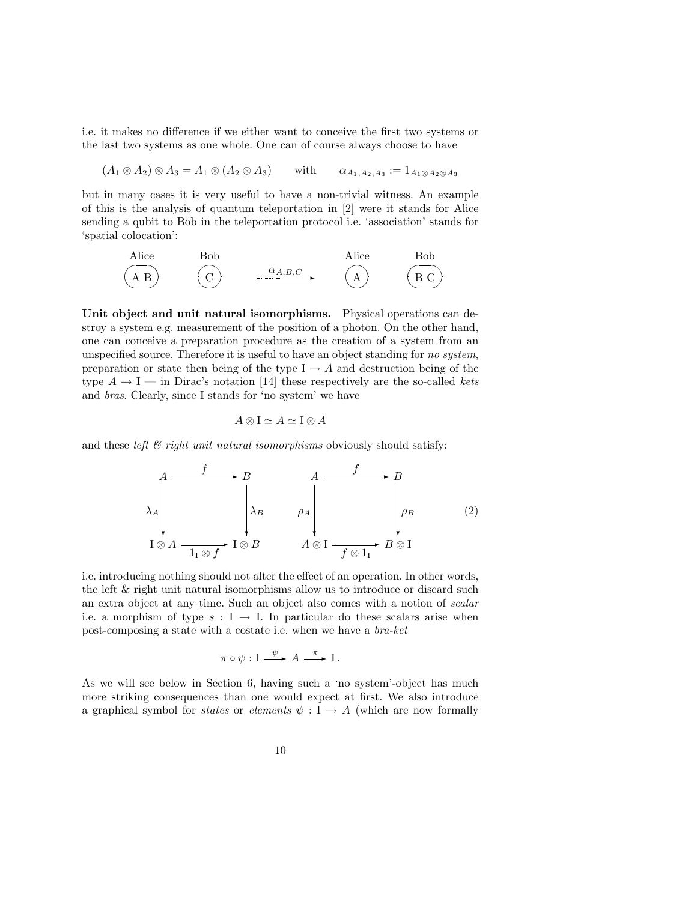i.e. it makes no difference if we either want to conceive the first two systems or the last two systems as one whole. One can of course always choose to have

$$(A_1 \otimes A_2) \otimes A_3 = A_1 \otimes (A_2 \otimes A_3) \qquad \text{with} \qquad \alpha_{A_1,A_2,A_3} := 1_{A_1 \otimes A_2 \otimes A_3}$$

but in many cases it is very useful to have a non-trivial witness. An example of this is the analysis of quantum teleportation in [2] were it stands for Alice sending a qubit to Bob in the teleportation protocol i.e. 'association' stands for 'spatial colocation':

$$\underset{(A\ B)}{\text{Alice}} \qquad \underset{(C)}{\text{Bob}} \qquad \xrightarrow{\alpha_{A,B,C}} \qquad \underset{(A)}{\text{Alice}} \qquad \underset{(B\ C)}{\text{Bob}}$$

**Unit object and unit natural isomorphisms.** Physical operations can destroy a system e.g. measurement of the position of a photon. On the other hand, one can conceive a preparation procedure as the creation of a system from an unspecified source. Therefore it is useful to have an object standing for *no system*, preparation or state then being of the type $\mathrm{I} \to A$ and destruction being of the type $A \to \mathrm{I}$ — in Dirac's notation [14] these respectively are the so-called *kets* and *bras*. Clearly, since I stands for 'no system' we have

$$A \otimes \mathrm{I} \simeq A \simeq \mathrm{I} \otimes A$$

and these *left & right unit natural isomorphisms* obviously should satisfy:

$$\begin{array}{ccc} A & \xrightarrow{\ f\ } & B \\ {\scriptstyle \lambda_A}\downarrow & & \downarrow{\scriptstyle \lambda_B} \\ \mathrm{I} \otimes A & \xrightarrow[1_{\mathrm{I}} \otimes f]{} & \mathrm{I} \otimes B \end{array} \qquad\qquad \begin{array}{ccc} A & \xrightarrow{\ f\ } & B \\ {\scriptstyle \rho_A}\downarrow & & \downarrow{\scriptstyle \rho_B} \\ A \otimes \mathrm{I} & \xrightarrow[f \otimes 1_{\mathrm{I}}]{} & B \otimes \mathrm{I} \end{array} \qquad (2)$$

i.e. introducing nothing should not alter the effect of an operation. In other words, the left & right unit natural isomorphisms allow us to introduce or discard such an extra object at any time. Such an object also comes with a notion of *scalar* i.e. a morphism of type $s : \mathrm{I} \to \mathrm{I}$. In particular do these scalars arise when post-composing a state with a costate i.e. when we have a *bra-ket*

$$\pi \circ \psi : \mathrm{I} \xrightarrow{\ \psi\ } A \xrightarrow{\ \pi\ } \mathrm{I}\,.$$

As we will see below in Section 6, having such a 'no system'-object has much more striking consequences than one would expect at first. We also introduce a graphical symbol for *states* or *elements* $\psi : \mathrm{I} \to A$ (which are now formally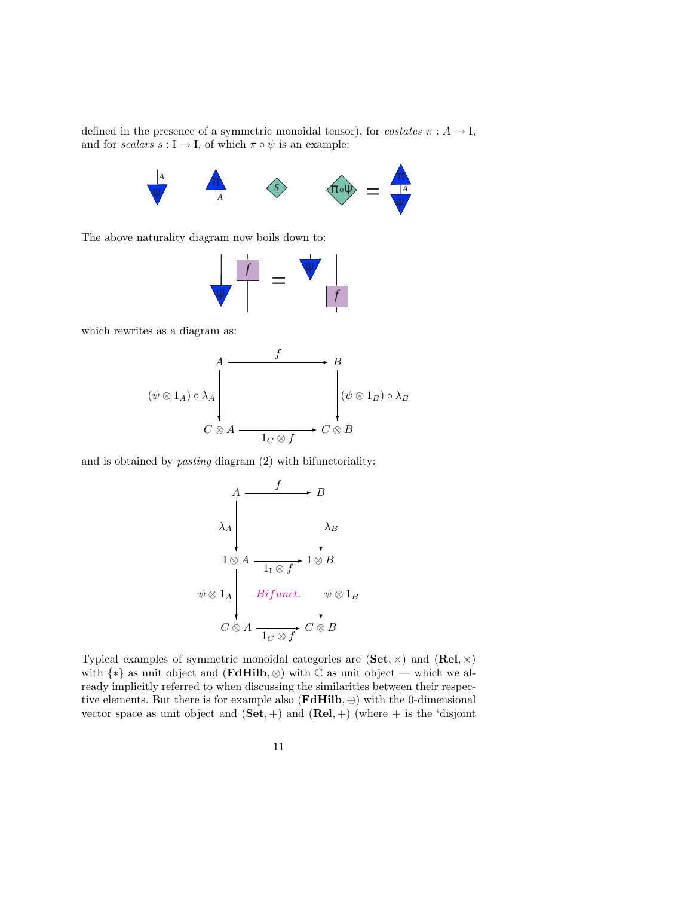defined in the presence of a symmetric monoidal tensor), for *costates* $\pi : A \to \mathrm{I}$, and for *scalars* $s : \mathrm{I} \to \mathrm{I}$, of which $\pi \circ \psi$ is an example:

The above naturality diagram now boils down to:

which rewrites as a diagram as:

$$
\begin{array}{ccc}
A & \xrightarrow{\quad f \quad} & B \\
{\scriptstyle (\psi \otimes 1_A) \circ \lambda_A} \downarrow & & \downarrow {\scriptstyle (\psi \otimes 1_B) \circ \lambda_B} \\
C \otimes A & \xrightarrow[\quad 1_C \otimes f \quad]{} & C \otimes B
\end{array}
$$

and is obtained by *pasting* diagram (2) with bifunctoriality:

$$
\begin{array}{ccc}
A & \xrightarrow{\quad f \quad} & B \\
{\scriptstyle \lambda_A} \downarrow & & \downarrow {\scriptstyle \lambda_B} \\
\mathrm{I} \otimes A & \xrightarrow[\quad 1_\mathrm{I} \otimes f \quad]{} & \mathrm{I} \otimes B \\
{\scriptstyle \psi \otimes 1_A} \downarrow & \mathit{Bifunct.} & \downarrow {\scriptstyle \psi \otimes 1_B} \\
C \otimes A & \xrightarrow[\quad 1_C \otimes f \quad]{} & C \otimes B
\end{array}
$$

Typical examples of symmetric monoidal categories are $(\mathbf{Set}, \times)$ and $(\mathbf{Rel}, \times)$ with $\{*\}$ as unit object and $(\mathbf{FdHilb}, \otimes)$ with $\mathbb{C}$ as unit object — which we already implicitly referred to when discussing the similarities between their respective elements. But there is for example also $(\mathbf{FdHilb}, \oplus)$ with the 0-dimensional vector space as unit object and $(\mathbf{Set}, +)$ and $(\mathbf{Rel}, +)$ (where $+$ is the 'disjoint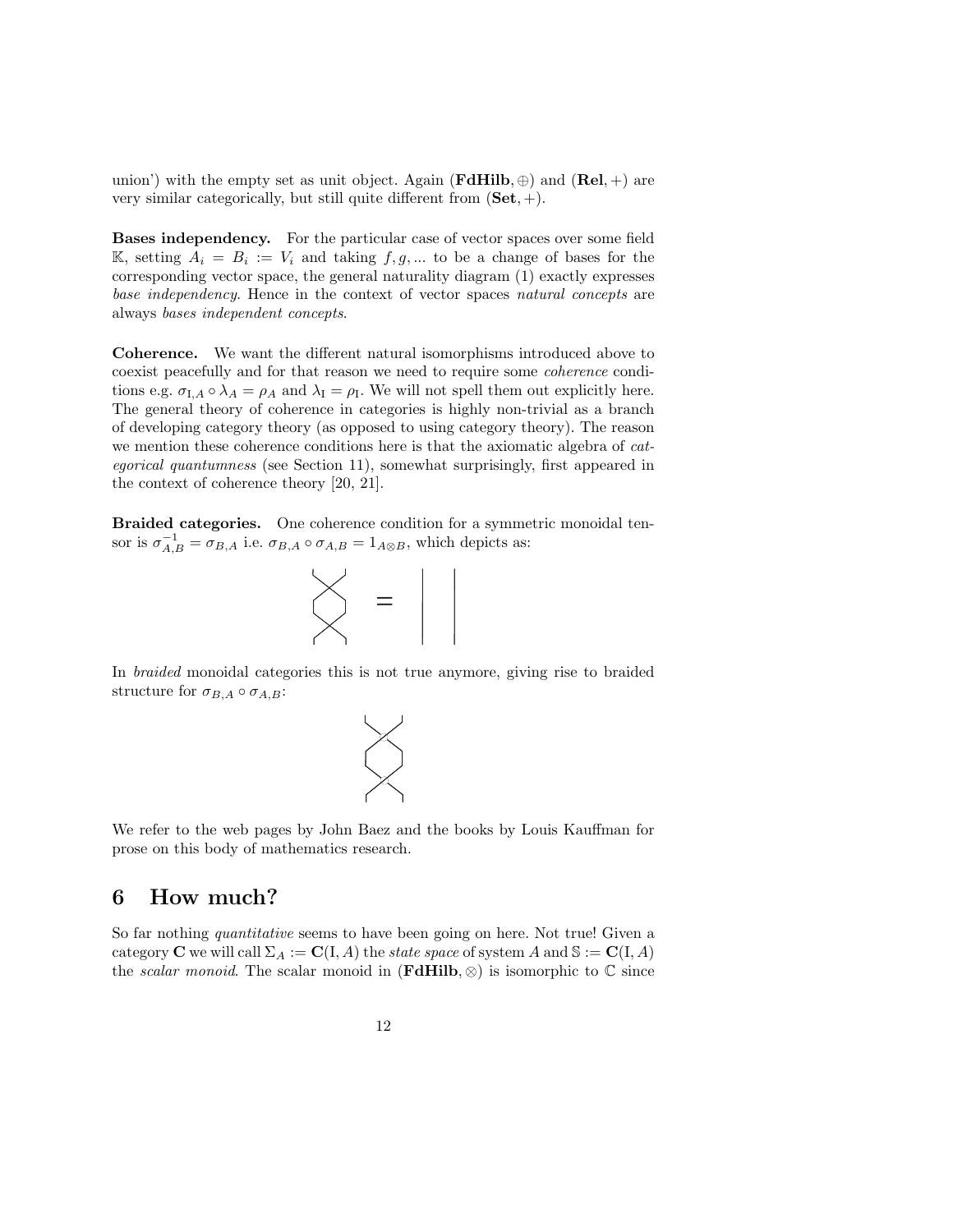union') with the empty set as unit object. Again $(\mathbf{FdHilb}, \oplus)$ and $(\mathbf{Rel}, +)$ are very similar categorically, but still quite different from $(\mathbf{Set}, +)$.

**Bases independency.** For the particular case of vector spaces over some field $\mathbb{K}$, setting $A_i = B_i := V_i$ and taking $f, g, ...$ to be a change of bases for the corresponding vector space, the general naturality diagram (1) exactly expresses *base independency*. Hence in the context of vector spaces *natural concepts* are always *bases independent concepts*.

**Coherence.** We want the different natural isomorphisms introduced above to coexist peacefully and for that reason we need to require some *coherence* conditions e.g. $\sigma_{\mathrm{I},A} \circ \lambda_A = \rho_A$ and $\lambda_\mathrm{I} = \rho_\mathrm{I}$. We will not spell them out explicitly here. The general theory of coherence in categories is highly non-trivial as a branch of developing category theory (as opposed to using category theory). The reason we mention these coherence conditions here is that the axiomatic algebra of *categorical quantumness* (see Section 11), somewhat surprisingly, first appeared in the context of coherence theory [20, 21].

**Braided categories.** One coherence condition for a symmetric monoidal tensor is $\sigma_{A,B}^{-1} = \sigma_{B,A}$ i.e. $\sigma_{B,A} \circ \sigma_{A,B} = 1_{A \otimes B}$, which depicts as:

In *braided* monoidal categories this is not true anymore, giving rise to braided structure for $\sigma_{B,A} \circ \sigma_{A,B}$:

We refer to the web pages by John Baez and the books by Louis Kauffman for prose on this body of mathematics research.

## 6 How much?

So far nothing *quantitative* seems to have been going on here. Not true! Given a category $\mathbf{C}$ we will call $\Sigma_A := \mathbf{C}(\mathrm{I}, A)$ the *state space* of system $A$ and $\mathbb{S} := \mathbf{C}(\mathrm{I}, A)$ the *scalar monoid*. The scalar monoid in $(\mathbf{FdHilb}, \otimes)$ is isomorphic to $\mathbb{C}$ since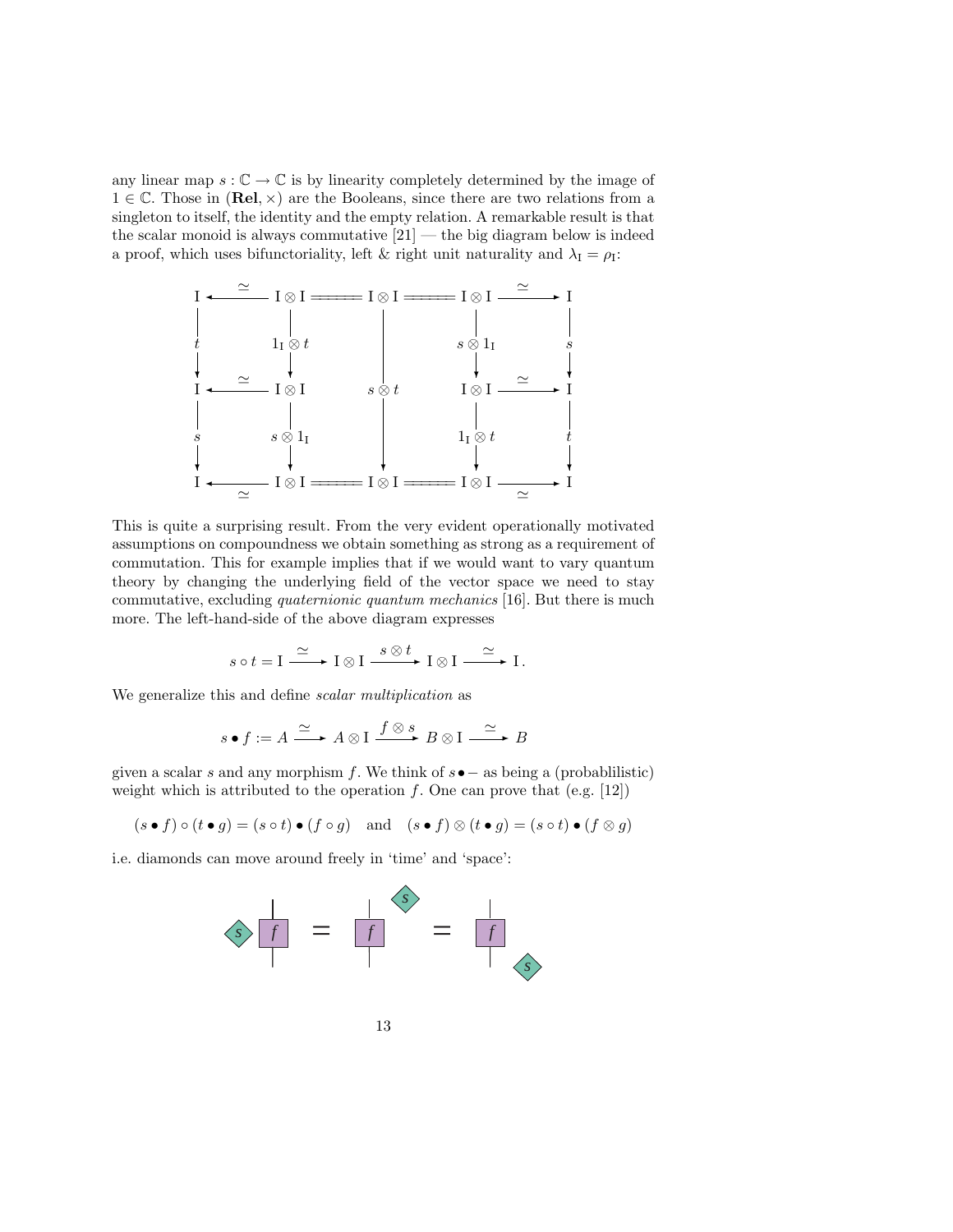any linear map $s : \mathbb{C} \to \mathbb{C}$ is by linearity completely determined by the image of $1 \in \mathbb{C}$. Those in $(\mathbf{Rel}, \times)$ are the Booleans, since there are two relations from a singleton to itself, the identity and the empty relation. A remarkable result is that the scalar monoid is always commutative [21] — the big diagram below is indeed a proof, which uses bifunctoriality, left & right unit naturality and $\lambda_{\mathrm{I}} = \rho_{\mathrm{I}}$:

$$
\begin{array}{ccccccccc}
\mathrm{I} & \xleftarrow{\simeq} & \mathrm{I}\otimes\mathrm{I} & = & \mathrm{I}\otimes\mathrm{I} & = & \mathrm{I}\otimes\mathrm{I} & \xrightarrow{\simeq} & \mathrm{I} \\
\downarrow t & & \downarrow 1_{\mathrm{I}}\otimes t & & & & \downarrow s\otimes 1_{\mathrm{I}} & & \downarrow s \\
\mathrm{I} & \xleftarrow{\simeq} & \mathrm{I}\otimes\mathrm{I} & & \downarrow s\otimes t & & \mathrm{I}\otimes\mathrm{I} & \xrightarrow{\simeq} & \mathrm{I} \\
\downarrow s & & \downarrow s\otimes 1_{\mathrm{I}} & & & & \downarrow 1_{\mathrm{I}}\otimes t & & \downarrow t \\
\mathrm{I} & \xleftarrow[\simeq]{} & \mathrm{I}\otimes\mathrm{I} & = & \mathrm{I}\otimes\mathrm{I} & = & \mathrm{I}\otimes\mathrm{I} & \xrightarrow[\simeq]{} & \mathrm{I}
\end{array}
$$

This is quite a surprising result. From the very evident operationally motivated assumptions on compoundness we obtain something as strong as a requirement of commutation. This for example implies that if we would want to vary quantum theory by changing the underlying field of the vector space we need to stay commutative, excluding *quaternionic quantum mechanics* [16]. But there is much more. The left-hand-side of the above diagram expresses

$$
s \circ t = \mathrm{I} \xrightarrow{\simeq} \mathrm{I}\otimes\mathrm{I} \xrightarrow{s\otimes t} \mathrm{I}\otimes\mathrm{I} \xrightarrow{\simeq} \mathrm{I}\,.
$$

We generalize this and define *scalar multiplication* as

$$
s \bullet f := A \xrightarrow{\simeq} A\otimes\mathrm{I} \xrightarrow{f\otimes s} B\otimes\mathrm{I} \xrightarrow{\simeq} B
$$

given a scalar $s$ and any morphism $f$. We think of $s\bullet-$ as being a (probablilistic) weight which is attributed to the operation $f$. One can prove that (e.g. [12])

$$
(s\bullet f)\circ(t\bullet g) = (s\circ t)\bullet(f\circ g) \quad \text{and} \quad (s\bullet f)\otimes(t\bullet g) = (s\circ t)\bullet(f\otimes g)
$$

i.e. diamonds can move around freely in 'time' and 'space':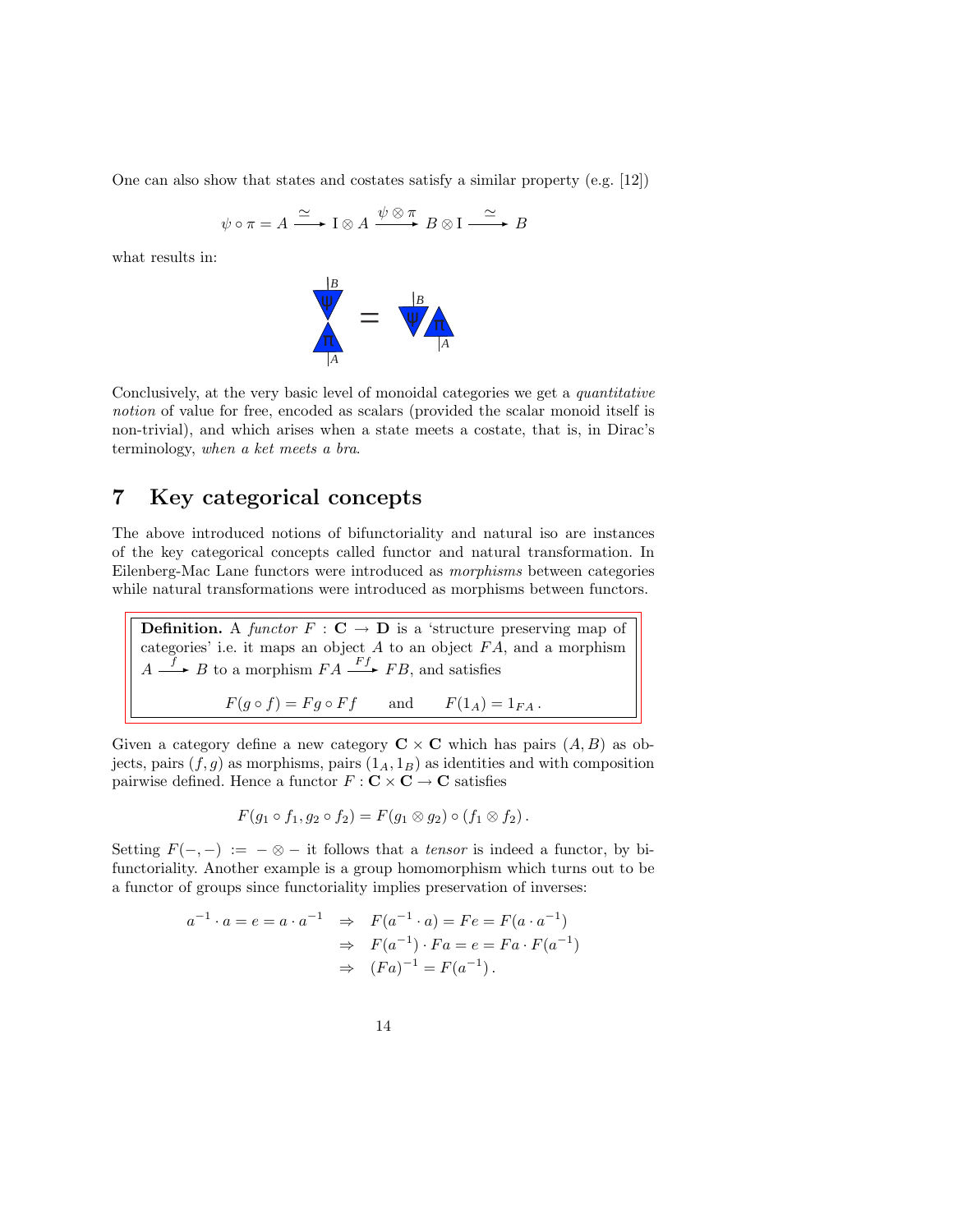One can also show that states and costates satisfy a similar property (e.g. [12])

$$\psi \circ \pi = A \xrightarrow{\simeq} \mathrm{I} \otimes A \xrightarrow{\psi \otimes \pi} B \otimes \mathrm{I} \xrightarrow{\simeq} B$$

what results in:

Conclusively, at the very basic level of monoidal categories we get a *quantitative notion* of value for free, encoded as scalars (provided the scalar monoid itself is non-trivial), and which arises when a state meets a costate, that is, in Dirac's terminology, *when a ket meets a bra*.

## 7 Key categorical concepts

The above introduced notions of bifunctoriality and natural iso are instances of the key categorical concepts called functor and natural transformation. In Eilenberg-Mac Lane functors were introduced as *morphisms* between categories while natural transformations were introduced as morphisms between functors.

**Definition.** A *functor* $F : \mathbf{C} \to \mathbf{D}$ is a 'structure preserving map of categories' i.e. it maps an object $A$ to an object $FA$, and a morphism $A \xrightarrow{f} B$ to a morphism $FA \xrightarrow{Ff} FB$, and satisfies

$$F(g \circ f) = Fg \circ Ff \qquad \text{and} \qquad F(1_A) = 1_{FA}\,.$$

Given a category define a new category $\mathbf{C} \times \mathbf{C}$ which has pairs $(A, B)$ as objects, pairs $(f, g)$ as morphisms, pairs $(1_A, 1_B)$ as identities and with composition pairwise defined. Hence a functor $F : \mathbf{C} \times \mathbf{C} \to \mathbf{C}$ satisfies

$$F(g_1 \circ f_1, g_2 \circ f_2) = F(g_1 \otimes g_2) \circ (f_1 \otimes f_2)\,.$$

Setting $F(-,-) := - \otimes -$ it follows that a *tensor* is indeed a functor, by bifunctoriality. Another example is a group homomorphism which turns out to be a functor of groups since functoriality implies preservation of inverses:

$$\begin{aligned} a^{-1} \cdot a = e = a \cdot a^{-1} \quad &\Rightarrow \quad F(a^{-1} \cdot a) = Fe = F(a \cdot a^{-1}) \\ &\Rightarrow \quad F(a^{-1}) \cdot Fa = e = Fa \cdot F(a^{-1}) \\ &\Rightarrow \quad (Fa)^{-1} = F(a^{-1})\,. \end{aligned}$$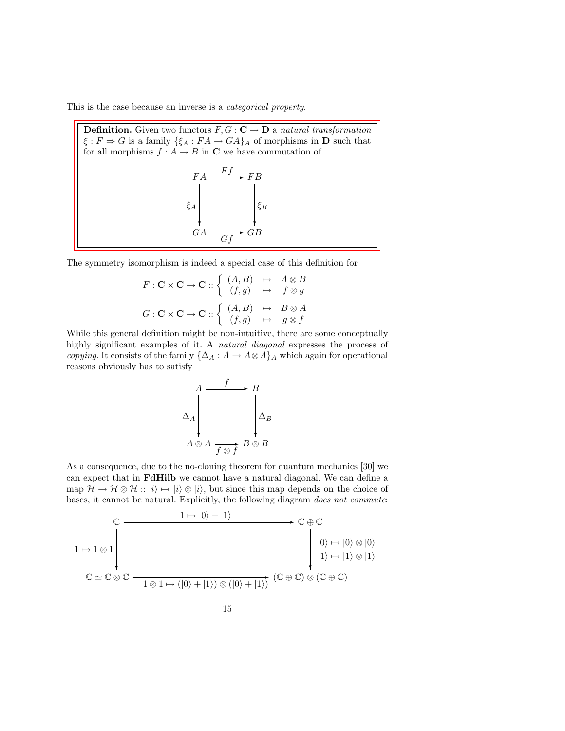This is the case because an inverse is a *categorical property*.

> **Definition.** Given two functors $F, G : \mathbf{C} \to \mathbf{D}$ a *natural transformation* $\xi : F \Rightarrow G$ is a family $\{\xi_A : FA \to GA\}_A$ of morphisms in $\mathbf{D}$ such that for all morphisms $f : A \to B$ in $\mathbf{C}$ we have commutation of
>
> $$\begin{array}{ccc} FA & \xrightarrow{\;Ff\;} & FB \\ {\scriptstyle \xi_A}\downarrow & & \downarrow{\scriptstyle \xi_B} \\ GA & \xrightarrow[\;Gf\;]{} & GB \end{array}$$

The symmetry isomorphism is indeed a special case of this definition for

$$F : \mathbf{C} \times \mathbf{C} \to \mathbf{C} :: \left\{ \begin{array}{ccc} (A, B) & \mapsto & A \otimes B \\ (f, g) & \mapsto & f \otimes g \end{array} \right.$$

$$G : \mathbf{C} \times \mathbf{C} \to \mathbf{C} :: \left\{ \begin{array}{ccc} (A, B) & \mapsto & B \otimes A \\ (f, g) & \mapsto & g \otimes f \end{array} \right.$$

While this general definition might be non-intuitive, there are some conceptually highly significant examples of it. A *natural diagonal* expresses the process of *copying*. It consists of the family $\{\Delta_A : A \to A \otimes A\}_A$ which again for operational reasons obviously has to satisfy

$$\begin{array}{ccc} A & \xrightarrow{\;f\;} & B \\ {\scriptstyle \Delta_A}\downarrow & & \downarrow{\scriptstyle \Delta_B} \\ A \otimes A & \xrightarrow[\;f \otimes f\;]{} & B \otimes B \end{array}$$

As a consequence, due to the no-cloning theorem for quantum mechanics [30] we can expect that in **FdHilb** we cannot have a natural diagonal. We can define a map $\mathcal{H} \to \mathcal{H} \otimes \mathcal{H} :: |i\rangle \mapsto |i\rangle \otimes |i\rangle$, but since this map depends on the choice of bases, it cannot be natural. Explicitly, the following diagram *does not commute*:

$$\begin{array}{ccc} \mathbb{C} & \xrightarrow{\;1 \mapsto |0\rangle + |1\rangle\;} & \mathbb{C} \oplus \mathbb{C} \\ {\scriptstyle 1 \mapsto 1 \otimes 1}\downarrow & & \downarrow{\scriptstyle \begin{array}{l} |0\rangle \mapsto |0\rangle \otimes |0\rangle \\ |1\rangle \mapsto |1\rangle \otimes |1\rangle \end{array}} \\ \mathbb{C} \simeq \mathbb{C} \otimes \mathbb{C} & \xrightarrow[\;1 \otimes 1 \mapsto (|0\rangle + |1\rangle) \otimes (|0\rangle + |1\rangle)\;]{} & (\mathbb{C} \oplus \mathbb{C}) \otimes (\mathbb{C} \oplus \mathbb{C}) \end{array}$$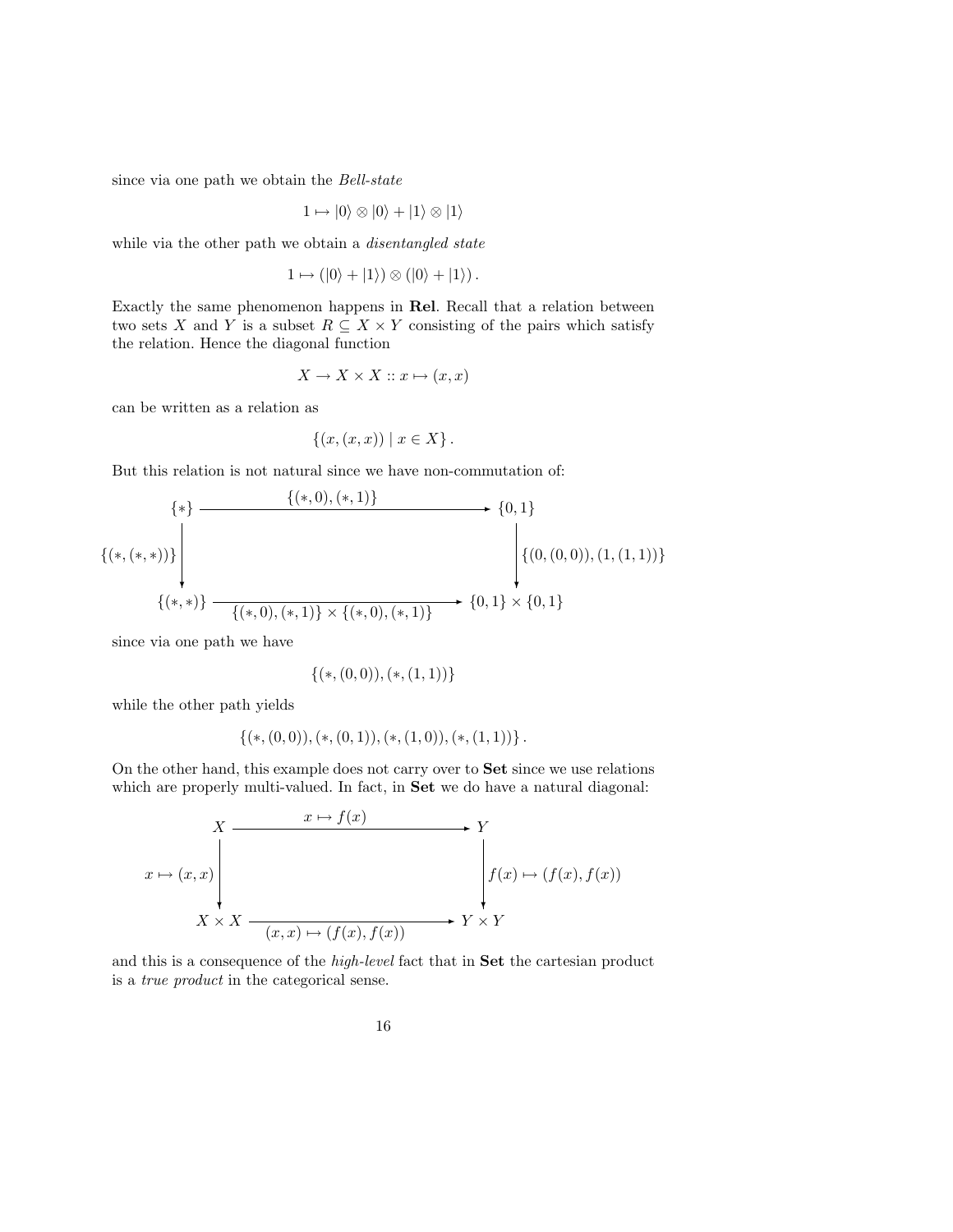since via one path we obtain the *Bell-state*

$$1 \mapsto |0\rangle \otimes |0\rangle + |1\rangle \otimes |1\rangle$$

while via the other path we obtain a *disentangled state*

$$1 \mapsto (|0\rangle + |1\rangle) \otimes (|0\rangle + |1\rangle) .$$

Exactly the same phenomenon happens in **Rel**. Recall that a relation between two sets $X$ and $Y$ is a subset $R \subseteq X \times Y$ consisting of the pairs which satisfy the relation. Hence the diagonal function

$$X \to X \times X :: x \mapsto (x, x)$$

can be written as a relation as

$$\{(x,(x,x)) \mid x \in X\} .$$

But this relation is not natural since we have non-commutation of:

$$\begin{array}{ccc}
\{*\} & \xrightarrow{\{(*,0),(*,1)\}} & \{0,1\} \\
{\scriptstyle \{(*,(*,*))\}}\downarrow & & \downarrow{\scriptstyle \{(0,(0,0)),(1,(1,1))\}} \\
\{(*,*)\} & \xrightarrow[\{(*,0),(*,1)\} \times \{(*,0),(*,1)\}]{} & \{0,1\} \times \{0,1\}
\end{array}$$

since via one path we have

$$\{(*,(0,0)),(*,(1,1))\}$$

while the other path yields

$$\{(*,(0,0)),(*,(0,1)),(*,(1,0)),(*,(1,1))\} .$$

On the other hand, this example does not carry over to **Set** since we use relations which are properly multi-valued. In fact, in **Set** we do have a natural diagonal:

$$\begin{array}{ccc}
X & \xrightarrow{x \mapsto f(x)} & Y \\
{\scriptstyle x \mapsto (x,x)}\downarrow & & \downarrow{\scriptstyle f(x) \mapsto (f(x),f(x))} \\
X \times X & \xrightarrow[(x,x) \mapsto (f(x),f(x))]{} & Y \times Y
\end{array}$$

and this is a consequence of the *high-level* fact that in **Set** the cartesian product is a *true product* in the categorical sense.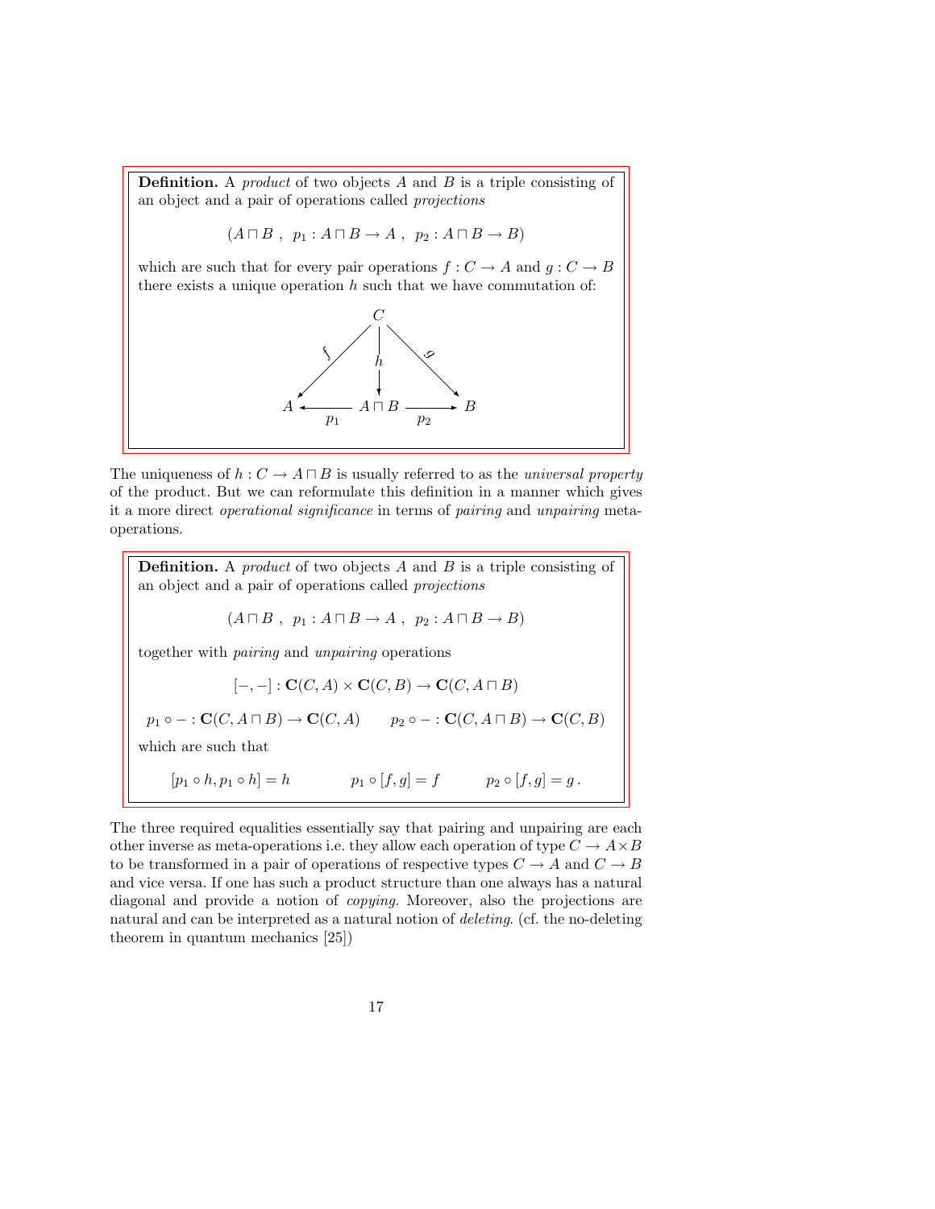**Definition.** A *product* of two objects $A$ and $B$ is a triple consisting of an object and a pair of operations called *projections*

$$(A \sqcap B\ ,\ \ p_1 : A \sqcap B \to A\ ,\ \ p_2 : A \sqcap B \to B)$$

which are such that for every pair operations $f : C \to A$ and $g : C \to B$ there exists a unique operation $h$ such that we have commutation of:

$$\begin{array}{ccccc} & & C & & \\ & \swarrow^{f} & \downarrow^{h} & \searrow^{g} & \\ A & \xleftarrow{p_1} & A \sqcap B & \xrightarrow{p_2} & B \end{array}$$

The uniqueness of $h : C \to A \sqcap B$ is usually referred to as the *universal property* of the product. But we can reformulate this definition in a manner which gives it a more direct *operational significance* in terms of *pairing* and *unpairing* meta-operations.

**Definition.** A *product* of two objects $A$ and $B$ is a triple consisting of an object and a pair of operations called *projections*

$$(A \sqcap B\ ,\ \ p_1 : A \sqcap B \to A\ ,\ \ p_2 : A \sqcap B \to B)$$

together with *pairing* and *unpairing* operations

$$[-,-] : \mathbf{C}(C, A) \times \mathbf{C}(C, B) \to \mathbf{C}(C, A \sqcap B)$$

$$p_1 \circ - : \mathbf{C}(C, A \sqcap B) \to \mathbf{C}(C, A) \qquad p_2 \circ - : \mathbf{C}(C, A \sqcap B) \to \mathbf{C}(C, B)$$

which are such that

$$[p_1 \circ h, p_1 \circ h] = h \qquad\qquad p_1 \circ [f, g] = f \qquad\qquad p_2 \circ [f, g] = g\,.$$

The three required equalities essentially say that pairing and unpairing are each other inverse as meta-operations i.e. they allow each operation of type $C \to A \times B$ to be transformed in a pair of operations of respective types $C \to A$ and $C \to B$ and vice versa. If one has such a product structure than one always has a natural diagonal and provide a notion of *copying*. Moreover, also the projections are natural and can be interpreted as a natural notion of *deleting*. (cf. the no-deleting theorem in quantum mechanics [25])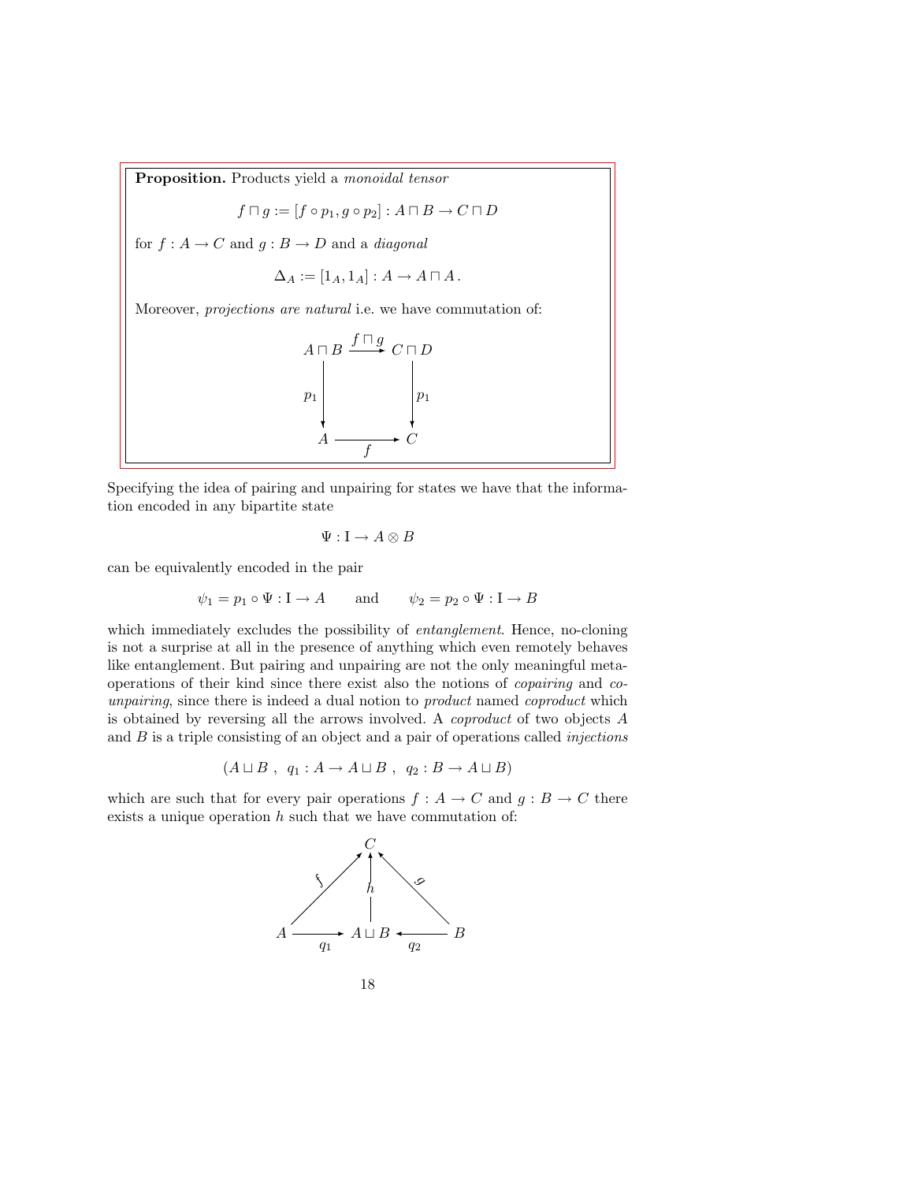**Proposition.** Products yield a *monoidal tensor*

$$f \sqcap g := [f \circ p_1, g \circ p_2] : A \sqcap B \to C \sqcap D$$

for $f : A \to C$ and $g : B \to D$ and a *diagonal*

$$\Delta_A := [1_A, 1_A] : A \to A \sqcap A\,.$$

Moreover, *projections are natural* i.e. we have commutation of:

$$\begin{array}{ccc} A \sqcap B & \xrightarrow{f \sqcap g} & C \sqcap D \\ \downarrow p_1 & & \downarrow p_1 \\ A & \xrightarrow[f]{} & C \end{array}$$

Specifying the idea of pairing and unpairing for states we have that the information encoded in any bipartite state

$$\Psi : \mathrm{I} \to A \otimes B$$

can be equivalently encoded in the pair

$$\psi_1 = p_1 \circ \Psi : \mathrm{I} \to A \qquad \text{and} \qquad \psi_2 = p_2 \circ \Psi : \mathrm{I} \to B$$

which immediately excludes the possibility of *entanglement*. Hence, no-cloning is not a surprise at all in the presence of anything which even remotely behaves like entanglement. But pairing and unpairing are not the only meaningful meta-operations of their kind since there exist also the notions of *copairing* and *counpairing*, since there is indeed a dual notion to *product* named *coproduct* which is obtained by reversing all the arrows involved. A *coproduct* of two objects $A$ and $B$ is a triple consisting of an object and a pair of operations called *injections*

$$(A \sqcup B\ ,\ \ q_1 : A \to A \sqcup B\ ,\ \ q_2 : B \to A \sqcup B)$$

which are such that for every pair operations $f : A \to C$ and $g : B \to C$ there exists a unique operation $h$ such that we have commutation of:

$$\begin{array}{ccccc} & & C & & \\ & \overset{f}{\nearrow} & \uparrow h & \overset{g}{\nwarrow} & \\ A & \xrightarrow[q_1]{} & A \sqcup B & \xleftarrow[q_2]{} & B \end{array}$$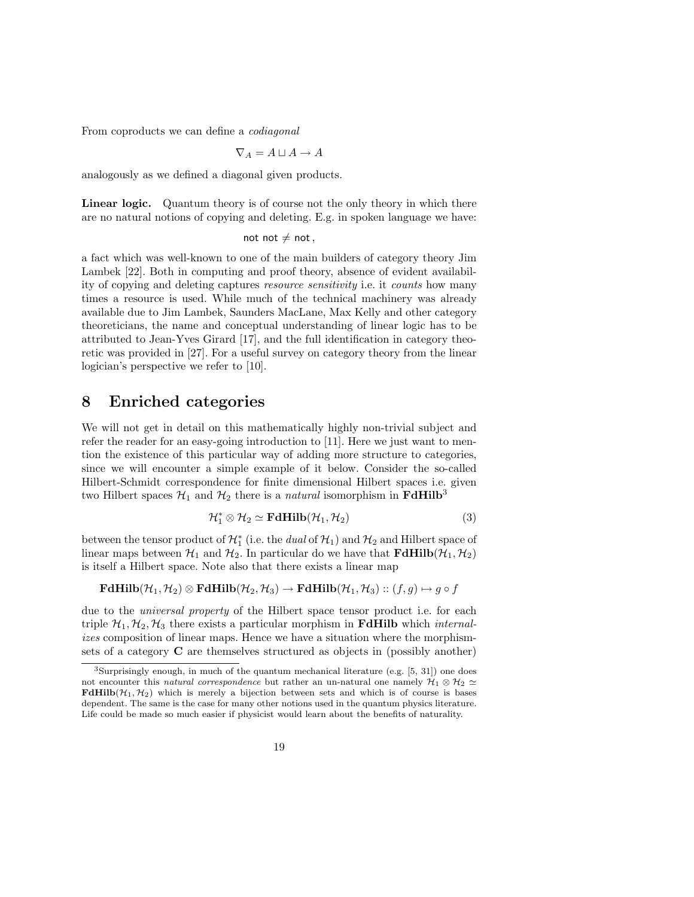From coproducts we can define a *codiagonal*

$$\nabla_A = A \sqcup A \to A$$

analogously as we defined a diagonal given products.

**Linear logic.** Quantum theory is of course not the only theory in which there are no natural notions of copying and deleting. E.g. in spoken language we have:

$$\mathsf{not\ not} \neq \mathsf{not}\,,$$

a fact which was well-known to one of the main builders of category theory Jim Lambek [22]. Both in computing and proof theory, absence of evident availability of copying and deleting captures *resource sensitivity* i.e. it *counts* how many times a resource is used. While much of the technical machinery was already available due to Jim Lambek, Saunders MacLane, Max Kelly and other category theoreticians, the name and conceptual understanding of linear logic has to be attributed to Jean-Yves Girard [17], and the full identification in category theoretic was provided in [27]. For a useful survey on category theory from the linear logician's perspective we refer to [10].

# 8 Enriched categories

We will not get in detail on this mathematically highly non-trivial subject and refer the reader for an easy-going introduction to [11]. Here we just want to mention the existence of this particular way of adding more structure to categories, since we will encounter a simple example of it below. Consider the so-called Hilbert-Schmidt correspondence for finite dimensional Hilbert spaces i.e. given two Hilbert spaces $\mathcal{H}_1$ and $\mathcal{H}_2$ there is a *natural* isomorphism in **FdHilb**[3]

$$\mathcal{H}_1^* \otimes \mathcal{H}_2 \simeq \mathbf{FdHilb}(\mathcal{H}_1, \mathcal{H}_2) \tag{3}$$

between the tensor product of $\mathcal{H}_1^*$ (i.e. the *dual* of $\mathcal{H}_1$) and $\mathcal{H}_2$ and Hilbert space of linear maps between $\mathcal{H}_1$ and $\mathcal{H}_2$. In particular do we have that $\mathbf{FdHilb}(\mathcal{H}_1, \mathcal{H}_2)$ is itself a Hilbert space. Note also that there exists a linear map

$$\mathbf{FdHilb}(\mathcal{H}_1, \mathcal{H}_2) \otimes \mathbf{FdHilb}(\mathcal{H}_2, \mathcal{H}_3) \to \mathbf{FdHilb}(\mathcal{H}_1, \mathcal{H}_3) :: (f, g) \mapsto g \circ f$$

due to the *universal property* of the Hilbert space tensor product i.e. for each triple $\mathcal{H}_1, \mathcal{H}_2, \mathcal{H}_3$ there exists a particular morphism in **FdHilb** which *internalizes* composition of linear maps. Hence we have a situation where the morphism-sets of a category **C** are themselves structured as objects in (possibly another)

[3] Surprisingly enough, in much of the quantum mechanical literature (e.g. [5, 31]) one does not encounter this *natural correspondence* but rather an un-natural one namely $\mathcal{H}_1 \otimes \mathcal{H}_2 \simeq \mathbf{FdHilb}(\mathcal{H}_1, \mathcal{H}_2)$ which is merely a bijection between sets and which is of course is bases dependent. The same is the case for many other notions used in the quantum physics literature. Life could be made so much easier if physicist would learn about the benefits of naturality.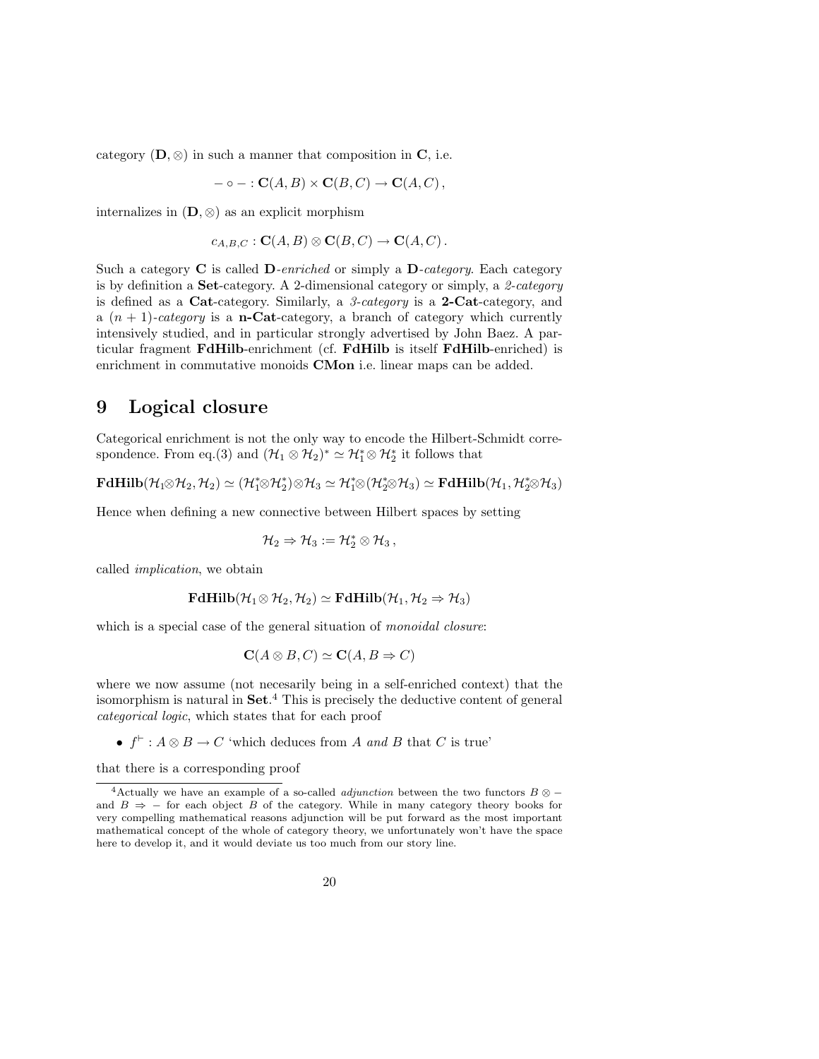category $(\mathbf{D}, \otimes)$ in such a manner that composition in $\mathbf{C}$, i.e.

$$- \circ - : \mathbf{C}(A, B) \times \mathbf{C}(B, C) \to \mathbf{C}(A, C)\,,$$

internalizes in $(\mathbf{D}, \otimes)$ as an explicit morphism

$$c_{A,B,C} : \mathbf{C}(A, B) \otimes \mathbf{C}(B, C) \to \mathbf{C}(A, C)\,.$$

Such a category $\mathbf{C}$ is called $\mathbf{D}$*-enriched* or simply a $\mathbf{D}$*-category*. Each category is by definition a **Set**-category. A 2-dimensional category or simply, a *2-category* is defined as a **Cat**-category. Similarly, a *3-category* is a **2-Cat**-category, and a $(n+1)$*-category* is a **n-Cat**-category, a branch of category which currently intensively studied, and in particular strongly advertised by John Baez. A particular fragment **FdHilb**-enrichment (cf. **FdHilb** is itself **FdHilb**-enriched) is enrichment in commutative monoids **CMon** i.e. linear maps can be added.

# 9 Logical closure

Categorical enrichment is not the only way to encode the Hilbert-Schmidt correspondence. From eq.(3) and $(\mathcal{H}_1 \otimes \mathcal{H}_2)^* \simeq \mathcal{H}_1^* \otimes \mathcal{H}_2^*$ it follows that

$$\mathbf{FdHilb}(\mathcal{H}_1 \otimes \mathcal{H}_2, \mathcal{H}_2) \simeq (\mathcal{H}_1^* \otimes \mathcal{H}_2^*) \otimes \mathcal{H}_3 \simeq \mathcal{H}_1^* \otimes (\mathcal{H}_2^* \otimes \mathcal{H}_3) \simeq \mathbf{FdHilb}(\mathcal{H}_1, \mathcal{H}_2^* \otimes \mathcal{H}_3)$$

Hence when defining a new connective between Hilbert spaces by setting

$$\mathcal{H}_2 \Rightarrow \mathcal{H}_3 := \mathcal{H}_2^* \otimes \mathcal{H}_3\,,$$

called *implication*, we obtain

$$\mathbf{FdHilb}(\mathcal{H}_1 \otimes \mathcal{H}_2, \mathcal{H}_2) \simeq \mathbf{FdHilb}(\mathcal{H}_1, \mathcal{H}_2 \Rightarrow \mathcal{H}_3)$$

which is a special case of the general situation of *monoidal closure*:

$$\mathbf{C}(A \otimes B, C) \simeq \mathbf{C}(A, B \Rightarrow C)$$

where we now assume (not necesarily being in a self-enriched context) that the isomorphism is natural in **Set**.[4] This is precisely the deductive content of general *categorical logic*, which states that for each proof

- $f^{\vdash} : A \otimes B \to C$ 'which deduces from $A$ *and* $B$ that $C$ is true'

that there is a corresponding proof

[4]Actually we have an example of a so-called *adjunction* between the two functors $B \otimes -$ and $B \Rightarrow -$ for each object $B$ of the category. While in many category theory books for very compelling mathematical reasons adjunction will be put forward as the most important mathematical concept of the whole of category theory, we unfortunately won't have the space here to develop it, and it would deviate us too much from our story line.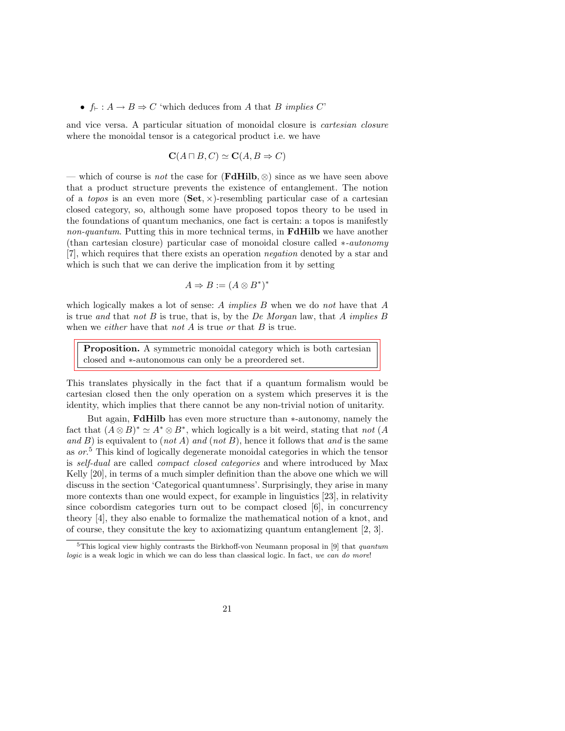- $f_\vdash : A \to B \Rightarrow C$ 'which deduces from $A$ that $B$ *implies* $C$'

and vice versa. A particular situation of monoidal closure is *cartesian closure* where the monoidal tensor is a categorical product i.e. we have

$$\mathbf{C}(A \sqcap B, C) \simeq \mathbf{C}(A, B \Rightarrow C)$$

— which of course is *not* the case for $(\mathbf{FdHilb}, \otimes)$ since as we have seen above that a product structure prevents the existence of entanglement. The notion of a *topos* is an even more $(\mathbf{Set}, \times)$-resembling particular case of a cartesian closed category, so, although some have proposed topos theory to be used in the foundations of quantum mechanics, one fact is certain: a topos is manifestly *non-quantum*. Putting this in more technical terms, in **FdHilb** we have another (than cartesian closure) particular case of monoidal closure called $*$-*autonomy* [7], which requires that there exists an operation *negation* denoted by a star and which is such that we can derive the implication from it by setting

$$A \Rightarrow B := (A \otimes B^*)^*$$

which logically makes a lot of sense: $A$ *implies* $B$ when we do *not* have that $A$ is true *and* that *not* $B$ is true, that is, by the *De Morgan* law, that $A$ *implies* $B$ when we *either* have that *not* $A$ is true *or* that $B$ is true.

**Proposition.** A symmetric monoidal category which is both cartesian closed and $*$-autonomous can only be a preordered set.

This translates physically in the fact that if a quantum formalism would be cartesian closed then the only operation on a system which preserves it is the identity, which implies that there cannot be any non-trivial notion of unitarity.

But again, **FdHilb** has even more structure than $*$-autonomy, namely the fact that $(A \otimes B)^* \simeq A^* \otimes B^*$, which logically is a bit weird, stating that *not* ($A$ *and* $B$) is equivalent to (*not* $A$) *and* (*not* $B$), hence it follows that *and* is the same as *or*.[5] This kind of logically degenerate monoidal categories in which the tensor is *self-dual* are called *compact closed categories* and where introduced by Max Kelly [20], in terms of a much simpler definition than the above one which we will discuss in the section 'Categorical quantumness'. Surprisingly, they arise in many more contexts than one would expect, for example in linguistics [23], in relativity since cobordism categories turn out to be compact closed [6], in concurrency theory [4], they also enable to formalize the mathematical notion of a knot, and of course, they consitute the key to axiomatizing quantum entanglement [2, 3].

[5] This logical view highly contrasts the Birkhoff-von Neumann proposal in [9] that *quantum logic* is a weak logic in which we can do less than classical logic. In fact, *we can do more*!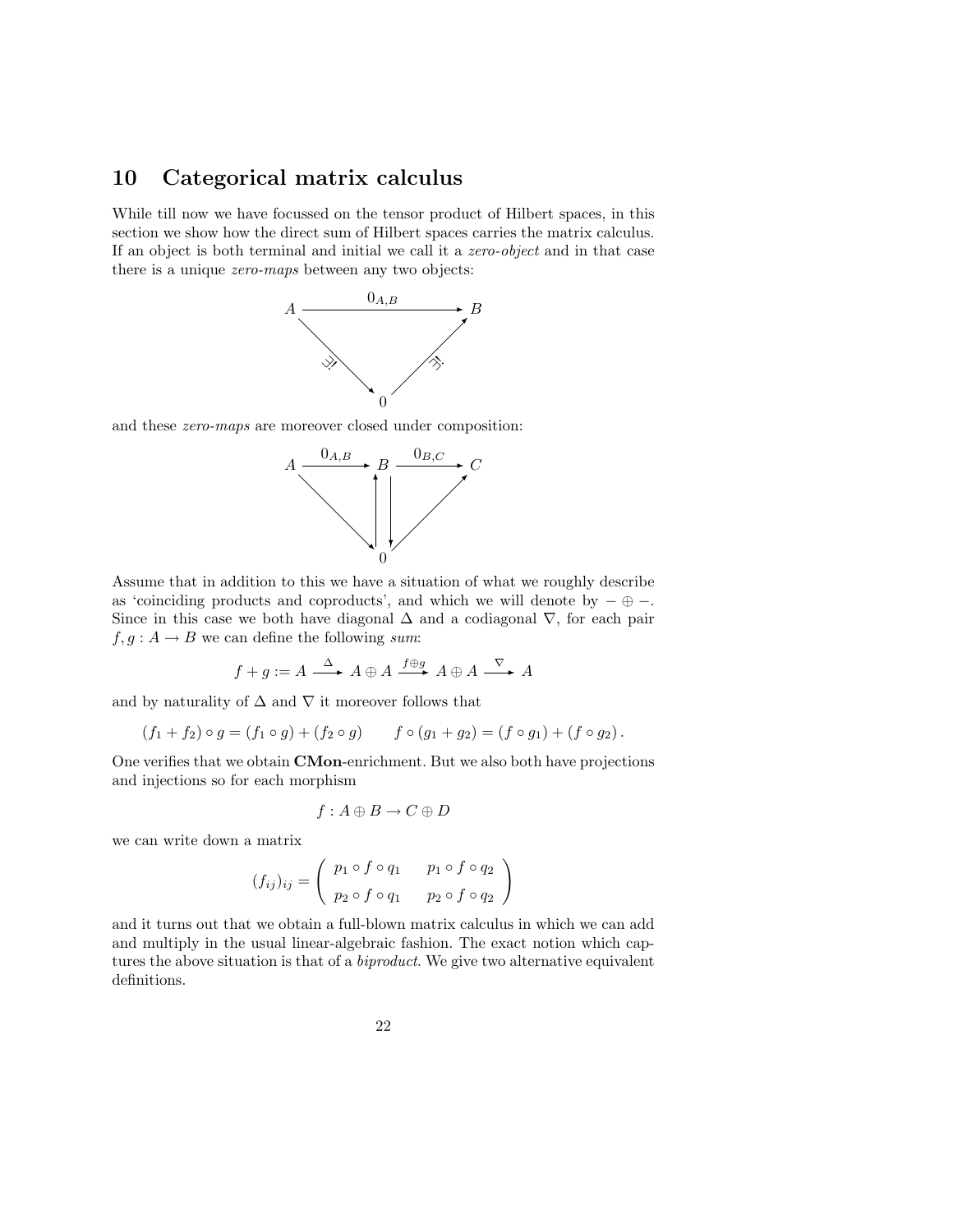# 10 Categorical matrix calculus

While till now we have focussed on the tensor product of Hilbert spaces, in this section we show how the direct sum of Hilbert spaces carries the matrix calculus. If an object is both terminal and initial we call it a *zero-object* and in that case there is a unique *zero-maps* between any two objects:

$$
\begin{array}{ccc}
A & \xrightarrow{\quad 0_{A,B} \quad} & B \\
 & \searrow_{\exists!} \quad {}^{\exists!}\nearrow & \\
 & 0 &
\end{array}
$$

and these *zero-maps* are moreover closed under composition:

$$
\begin{array}{ccccc}
A & \xrightarrow{0_{A,B}} & B & \xrightarrow{0_{B,C}} & C \\
 & \searrow & \uparrow\downarrow & \nearrow & \\
 & & 0 & &
\end{array}
$$

Assume that in addition to this we have a situation of what we roughly describe as 'coinciding products and coproducts', and which we will denote by $- \oplus -$. Since in this case we both have diagonal $\Delta$ and a codiagonal $\nabla$, for each pair $f, g : A \to B$ we can define the following *sum*:

$$
f + g := A \xrightarrow{\ \Delta\ } A \oplus A \xrightarrow{f \oplus g} A \oplus A \xrightarrow{\ \nabla\ } A
$$

and by naturality of $\Delta$ and $\nabla$ it moreover follows that

$$
(f_1 + f_2) \circ g = (f_1 \circ g) + (f_2 \circ g) \qquad f \circ (g_1 + g_2) = (f \circ g_1) + (f \circ g_2)\,.
$$

One verifies that we obtain **CMon**-enrichment. But we also both have projections and injections so for each morphism

$$
f : A \oplus B \to C \oplus D
$$

we can write down a matrix

$$
(f_{ij})_{ij} = \begin{pmatrix} p_1 \circ f \circ q_1 & p_1 \circ f \circ q_2 \\ p_2 \circ f \circ q_1 & p_2 \circ f \circ q_2 \end{pmatrix}
$$

and it turns out that we obtain a full-blown matrix calculus in which we can add and multiply in the usual linear-algebraic fashion. The exact notion which captures the above situation is that of a *biproduct*. We give two alternative equivalent definitions.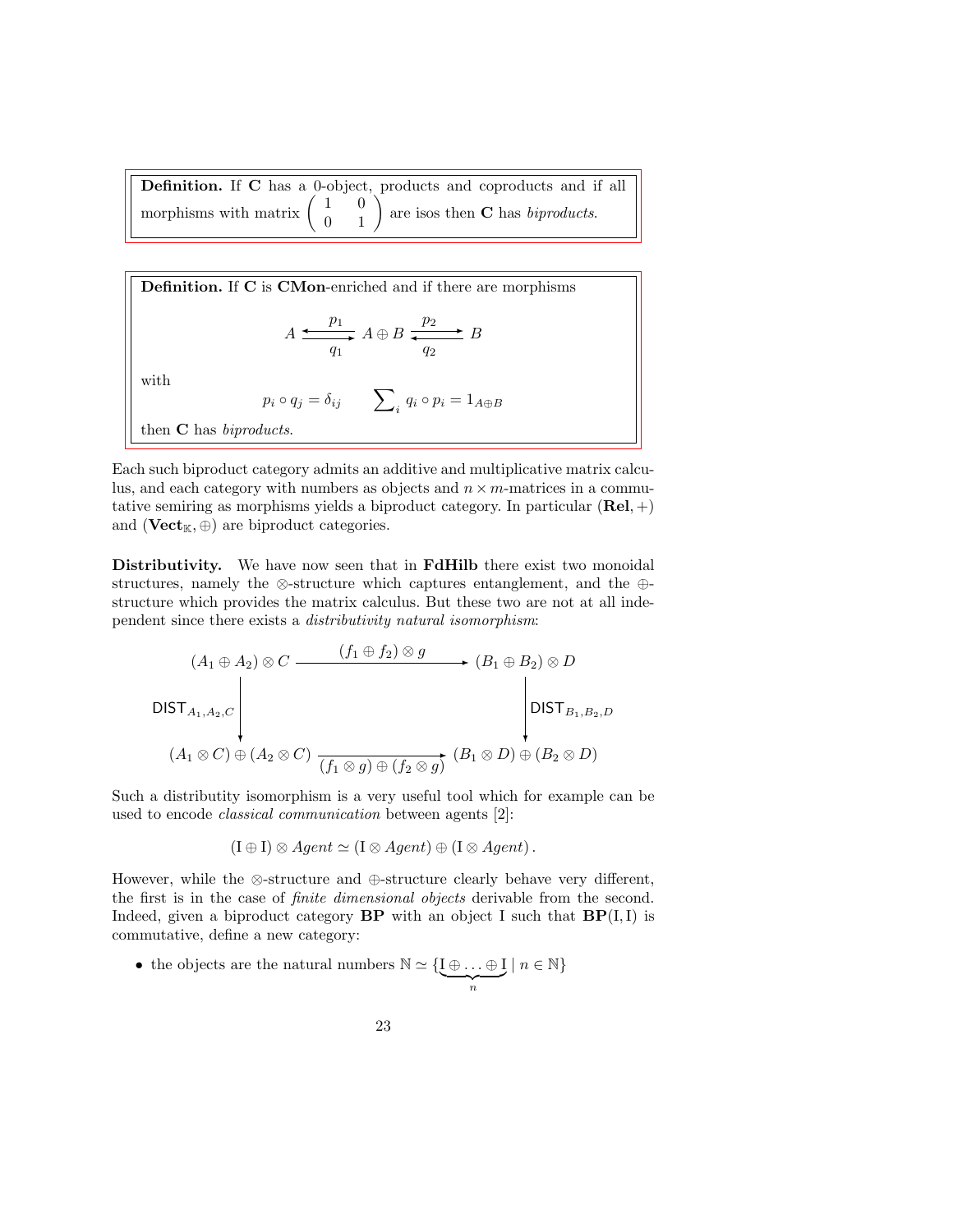**Definition.** If $\mathbf{C}$ has a 0-object, products and coproducts and if all morphisms with matrix $\begin{pmatrix} 1 & 0 \\ 0 & 1 \end{pmatrix}$ are isos then $\mathbf{C}$ has *biproducts*.

**Definition.** If $\mathbf{C}$ is $\mathbf{CMon}$-enriched and if there are morphisms

$$A \underset{q_1}{\overset{p_1}{\leftrightarrows}} A \oplus B \underset{q_2}{\overset{p_2}{\rightleftarrows}} B$$

with

$$p_i \circ q_j = \delta_{ij} \qquad \sum\nolimits_i q_i \circ p_i = 1_{A \oplus B}$$

then $\mathbf{C}$ has *biproducts*.

Each such biproduct category admits an additive and multiplicative matrix calculus, and each category with numbers as objects and $n \times m$-matrices in a commutative semiring as morphisms yields a biproduct category. In particular $(\mathbf{Rel}, +)$ and $(\mathbf{Vect}_{\mathbb{K}}, \oplus)$ are biproduct categories.

**Distributivity.** We have now seen that in $\mathbf{FdHilb}$ there exist two monoidal structures, namely the $\otimes$-structure which captures entanglement, and the $\oplus$-structure which provides the matrix calculus. But these two are not at all independent since there exists a *distributivity natural isomorphism*:

$$\begin{array}{ccc}
(A_1 \oplus A_2) \otimes C & \xrightarrow{\ (f_1 \oplus f_2) \otimes g\ } & (B_1 \oplus B_2) \otimes D \\
\Big\downarrow {\scriptstyle \mathsf{DIST}_{A_1, A_2, C}} & & \Big\downarrow {\scriptstyle \mathsf{DIST}_{B_1, B_2, D}} \\
(A_1 \otimes C) \oplus (A_2 \otimes C) & \xrightarrow[\ (f_1 \otimes g) \oplus (f_2 \otimes g)\ ]{} & (B_1 \otimes D) \oplus (B_2 \otimes D)
\end{array}$$

Such a distributity isomorphism is a very useful tool which for example can be used to encode *classical communication* between agents [2]:

$$(\mathrm{I} \oplus \mathrm{I}) \otimes \mathit{Agent} \simeq (\mathrm{I} \otimes \mathit{Agent}) \oplus (\mathrm{I} \otimes \mathit{Agent})\,.$$

However, while the $\otimes$-structure and $\oplus$-structure clearly behave very different, the first is in the case of *finite dimensional objects* derivable from the second. Indeed, given a biproduct category $\mathbf{BP}$ with an object I such that $\mathbf{BP}(\mathrm{I}, \mathrm{I})$ is commutative, define a new category:

- the objects are the natural numbers $\mathbb{N} \simeq \{\underbrace{\mathrm{I} \oplus \ldots \oplus \mathrm{I}}_{n} \mid n \in \mathbb{N}\}$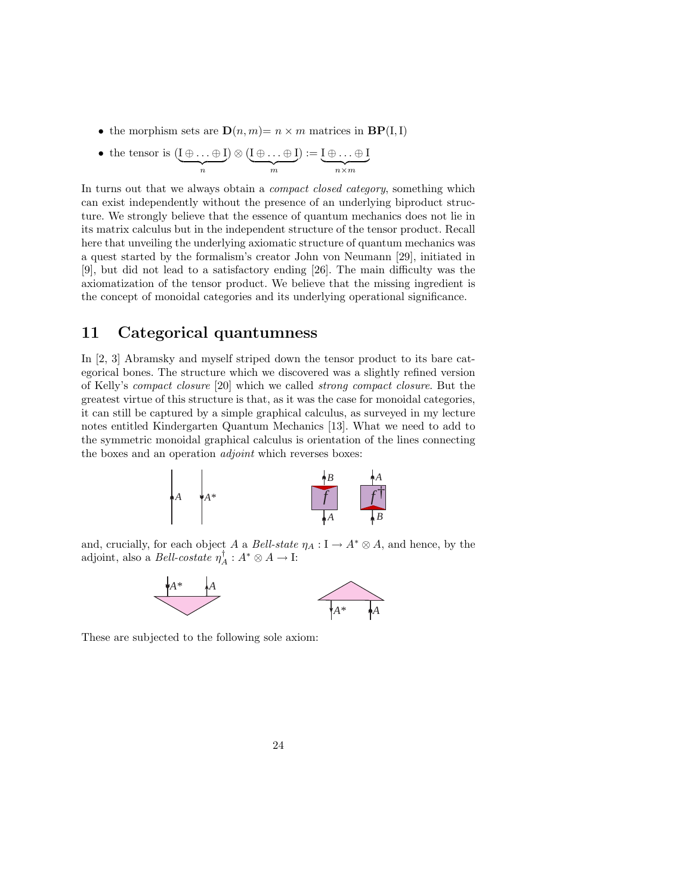- the morphism sets are $\mathbf{D}(n,m)$= $n \times m$ matrices in $\mathbf{BP}(\mathrm{I},\mathrm{I})$
- the tensor is $(\underbrace{\mathrm{I} \oplus \ldots \oplus \mathrm{I}}_{n}) \otimes (\underbrace{\mathrm{I} \oplus \ldots \oplus \mathrm{I}}_{m}) := \underbrace{\mathrm{I} \oplus \ldots \oplus \mathrm{I}}_{n \times m}$

In turns out that we always obtain a *compact closed category*, something which can exist independently without the presence of an underlying biproduct structure. We strongly believe that the essence of quantum mechanics does not lie in its matrix calculus but in the independent structure of the tensor product. Recall here that unveiling the underlying axiomatic structure of quantum mechanics was a quest started by the formalism's creator John von Neumann [29], initiated in [9], but did not lead to a satisfactory ending [26]. The main difficulty was the axiomatization of the tensor product. We believe that the missing ingredient is the concept of monoidal categories and its underlying operational significance.

# 11 Categorical quantumness

In [2, 3] Abramsky and myself striped down the tensor product to its bare categorical bones. The structure which we discovered was a slightly refined version of Kelly's *compact closure* [20] which we called *strong compact closure*. But the greatest virtue of this structure is that, as it was the case for monoidal categories, it can still be captured by a simple graphical calculus, as surveyed in my lecture notes entitled Kindergarten Quantum Mechanics [13]. What we need to add to the symmetric monoidal graphical calculus is orientation of the lines connecting the boxes and an operation *adjoint* which reverses boxes:

and, crucially, for each object $A$ a *Bell-state* $\eta_A : \mathrm{I} \to A^* \otimes A$, and hence, by the adjoint, also a *Bell-costate* $\eta_A^\dagger : A^* \otimes A \to \mathrm{I}$:

These are subjected to the following sole axiom: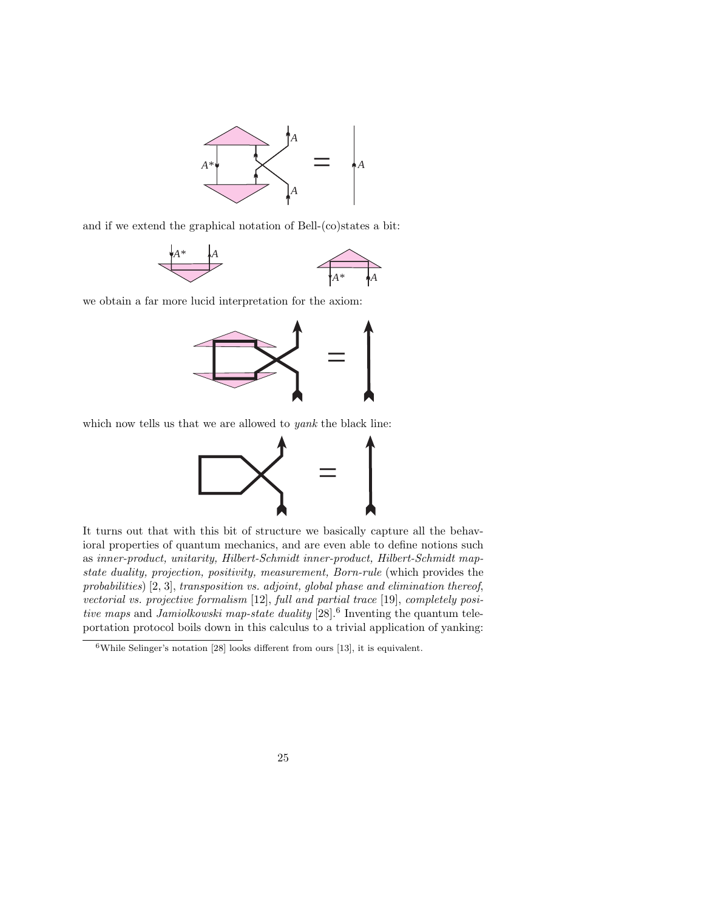and if we extend the graphical notation of Bell-(co)states a bit:

we obtain a far more lucid interpretation for the axiom:

which now tells us that we are allowed to *yank* the black line:

It turns out that with this bit of structure we basically capture all the behavioral properties of quantum mechanics, and are even able to define notions such as *inner-product, unitarity, Hilbert-Schmidt inner-product, Hilbert-Schmidt map-state duality, projection, positivity, measurement, Born-rule* (which provides the *probabilities*) [2, 3], *transposition vs. adjoint, global phase and elimination thereof, vectorial vs. projective formalism* [12], *full and partial trace* [19], *completely positive maps* and *Jamiolkowski map-state duality* [28].[6] Inventing the quantum teleportation protocol boils down in this calculus to a trivial application of yanking:

[6] While Selinger's notation [28] looks different from ours [13], it is equivalent.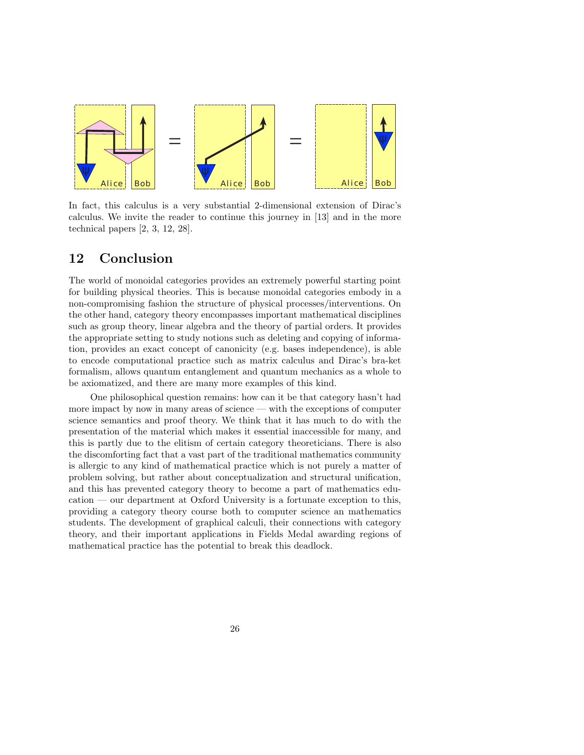In fact, this calculus is a very substantial 2-dimensional extension of Dirac's calculus. We invite the reader to continue this journey in [13] and in the more technical papers [2, 3, 12, 28].

## 12 Conclusion

The world of monoidal categories provides an extremely powerful starting point for building physical theories. This is because monoidal categories embody in a non-compromising fashion the structure of physical processes/interventions. On the other hand, category theory encompasses important mathematical disciplines such as group theory, linear algebra and the theory of partial orders. It provides the appropriate setting to study notions such as deleting and copying of information, provides an exact concept of canonicity (e.g. bases independence), is able to encode computational practice such as matrix calculus and Dirac's bra-ket formalism, allows quantum entanglement and quantum mechanics as a whole to be axiomatized, and there are many more examples of this kind.

One philosophical question remains: how can it be that category hasn't had more impact by now in many areas of science — with the exceptions of computer science semantics and proof theory. We think that it has much to do with the presentation of the material which makes it essential inaccessible for many, and this is partly due to the elitism of certain category theoreticians. There is also the discomforting fact that a vast part of the traditional mathematics community is allergic to any kind of mathematical practice which is not purely a matter of problem solving, but rather about conceptualization and structural unification, and this has prevented category theory to become a part of mathematics education — our department at Oxford University is a fortunate exception to this, providing a category theory course both to computer science an mathematics students. The development of graphical calculi, their connections with category theory, and their important applications in Fields Medal awarding regions of mathematical practice has the potential to break this deadlock.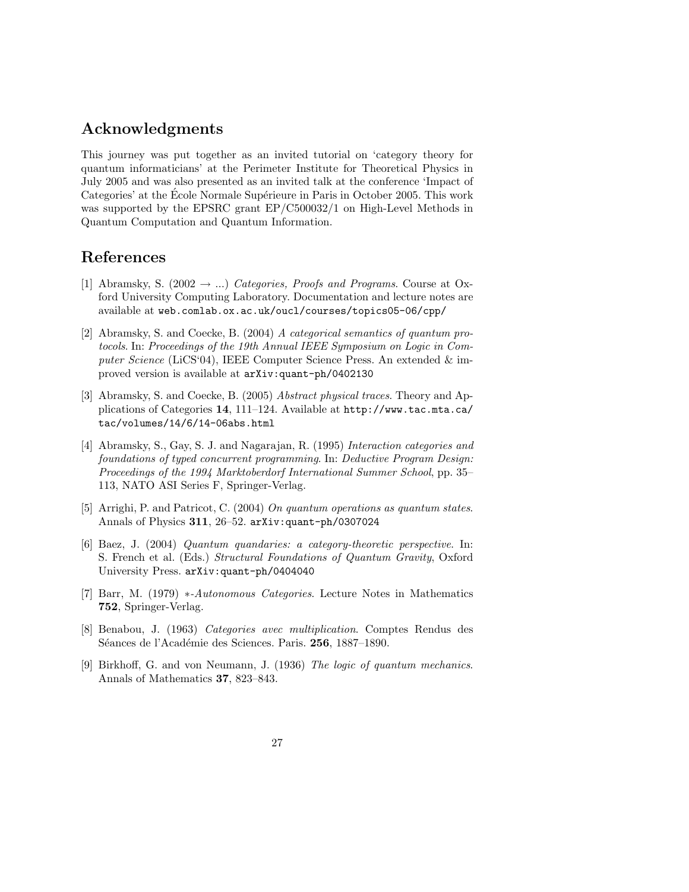## Acknowledgments

This journey was put together as an invited tutorial on 'category theory for quantum informaticians' at the Perimeter Institute for Theoretical Physics in July 2005 and was also presented as an invited talk at the conference 'Impact of Categories' at the École Normale Supérieure in Paris in October 2005. This work was supported by the EPSRC grant EP/C500032/1 on High-Level Methods in Quantum Computation and Quantum Information.

## References

[1] Abramsky, S. (2002 $\rightarrow$ ...) *Categories, Proofs and Programs.* Course at Oxford University Computing Laboratory. Documentation and lecture notes are available at `web.comlab.ox.ac.uk/oucl/courses/topics05-06/cpp/`

[2] Abramsky, S. and Coecke, B. (2004) *A categorical semantics of quantum protocols.* In: *Proceedings of the 19th Annual IEEE Symposium on Logic in Computer Science* (LiCS'04), IEEE Computer Science Press. An extended & improved version is available at `arXiv:quant-ph/0402130`

[3] Abramsky, S. and Coecke, B. (2005) *Abstract physical traces.* Theory and Applications of Categories **14**, 111–124. Available at `http://www.tac.mta.ca/tac/volumes/14/6/14-06abs.html`

[4] Abramsky, S., Gay, S. J. and Nagarajan, R. (1995) *Interaction categories and foundations of typed concurrent programming.* In: *Deductive Program Design: Proceedings of the 1994 Marktoberdorf International Summer School*, pp. 35–113, NATO ASI Series F, Springer-Verlag.

[5] Arrighi, P. and Patricot, C. (2004) *On quantum operations as quantum states.* Annals of Physics **311**, 26–52. `arXiv:quant-ph/0307024`

[6] Baez, J. (2004) *Quantum quandaries: a category-theoretic perspective.* In: S. French et al. (Eds.) *Structural Foundations of Quantum Gravity*, Oxford University Press. `arXiv:quant-ph/0404040`

[7] Barr, M. (1979) *$*$-Autonomous Categories.* Lecture Notes in Mathematics **752**, Springer-Verlag.

[8] Benabou, J. (1963) *Categories avec multiplication.* Comptes Rendus des Séances de l'Académie des Sciences. Paris. **256**, 1887–1890.

[9] Birkhoff, G. and von Neumann, J. (1936) *The logic of quantum mechanics.* Annals of Mathematics **37**, 823–843.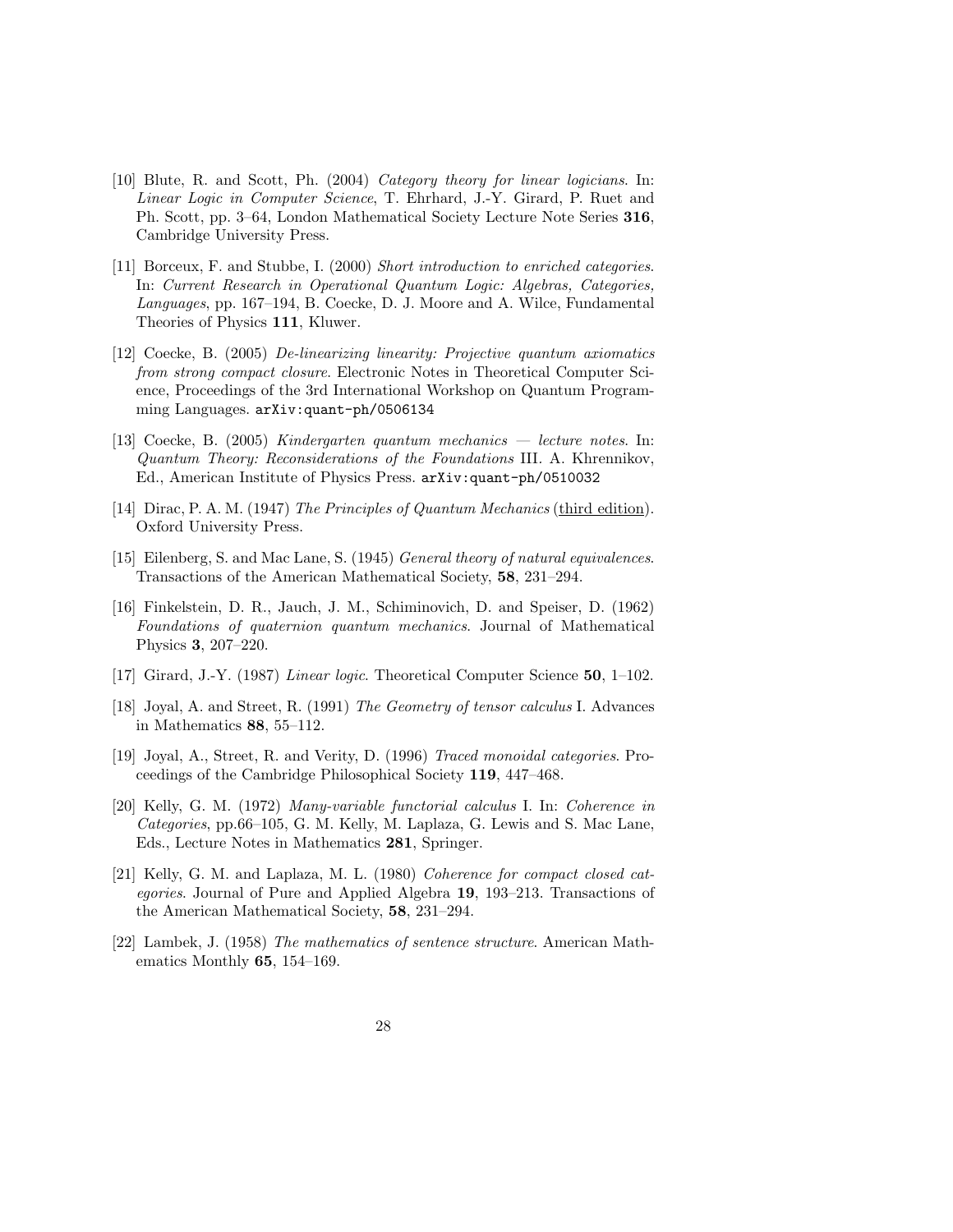[10] Blute, R. and Scott, Ph. (2004) *Category theory for linear logicians*. In: *Linear Logic in Computer Science*, T. Ehrhard, J.-Y. Girard, P. Ruet and Ph. Scott, pp. 3–64, London Mathematical Society Lecture Note Series **316**, Cambridge University Press.

[11] Borceux, F. and Stubbe, I. (2000) *Short introduction to enriched categories*. In: *Current Research in Operational Quantum Logic: Algebras, Categories, Languages*, pp. 167–194, B. Coecke, D. J. Moore and A. Wilce, Fundamental Theories of Physics **111**, Kluwer.

[12] Coecke, B. (2005) *De-linearizing linearity: Projective quantum axiomatics from strong compact closure*. Electronic Notes in Theoretical Computer Science, Proceedings of the 3rd International Workshop on Quantum Programming Languages. `arXiv:quant-ph/0506134`

[13] Coecke, B. (2005) *Kindergarten quantum mechanics — lecture notes*. In: *Quantum Theory: Reconsiderations of the Foundations* III. A. Khrennikov, Ed., American Institute of Physics Press. `arXiv:quant-ph/0510032`

[14] Dirac, P. A. M. (1947) *The Principles of Quantum Mechanics* (third edition). Oxford University Press.

[15] Eilenberg, S. and Mac Lane, S. (1945) *General theory of natural equivalences*. Transactions of the American Mathematical Society, **58**, 231–294.

[16] Finkelstein, D. R., Jauch, J. M., Schiminovich, D. and Speiser, D. (1962) *Foundations of quaternion quantum mechanics*. Journal of Mathematical Physics **3**, 207–220.

[17] Girard, J.-Y. (1987) *Linear logic*. Theoretical Computer Science **50**, 1–102.

[18] Joyal, A. and Street, R. (1991) *The Geometry of tensor calculus* I. Advances in Mathematics **88**, 55–112.

[19] Joyal, A., Street, R. and Verity, D. (1996) *Traced monoidal categories*. Proceedings of the Cambridge Philosophical Society **119**, 447–468.

[20] Kelly, G. M. (1972) *Many-variable functorial calculus* I. In: *Coherence in Categories*, pp.66–105, G. M. Kelly, M. Laplaza, G. Lewis and S. Mac Lane, Eds., Lecture Notes in Mathematics **281**, Springer.

[21] Kelly, G. M. and Laplaza, M. L. (1980) *Coherence for compact closed categories*. Journal of Pure and Applied Algebra **19**, 193–213. Transactions of the American Mathematical Society, **58**, 231–294.

[22] Lambek, J. (1958) *The mathematics of sentence structure*. American Mathematics Monthly **65**, 154–169.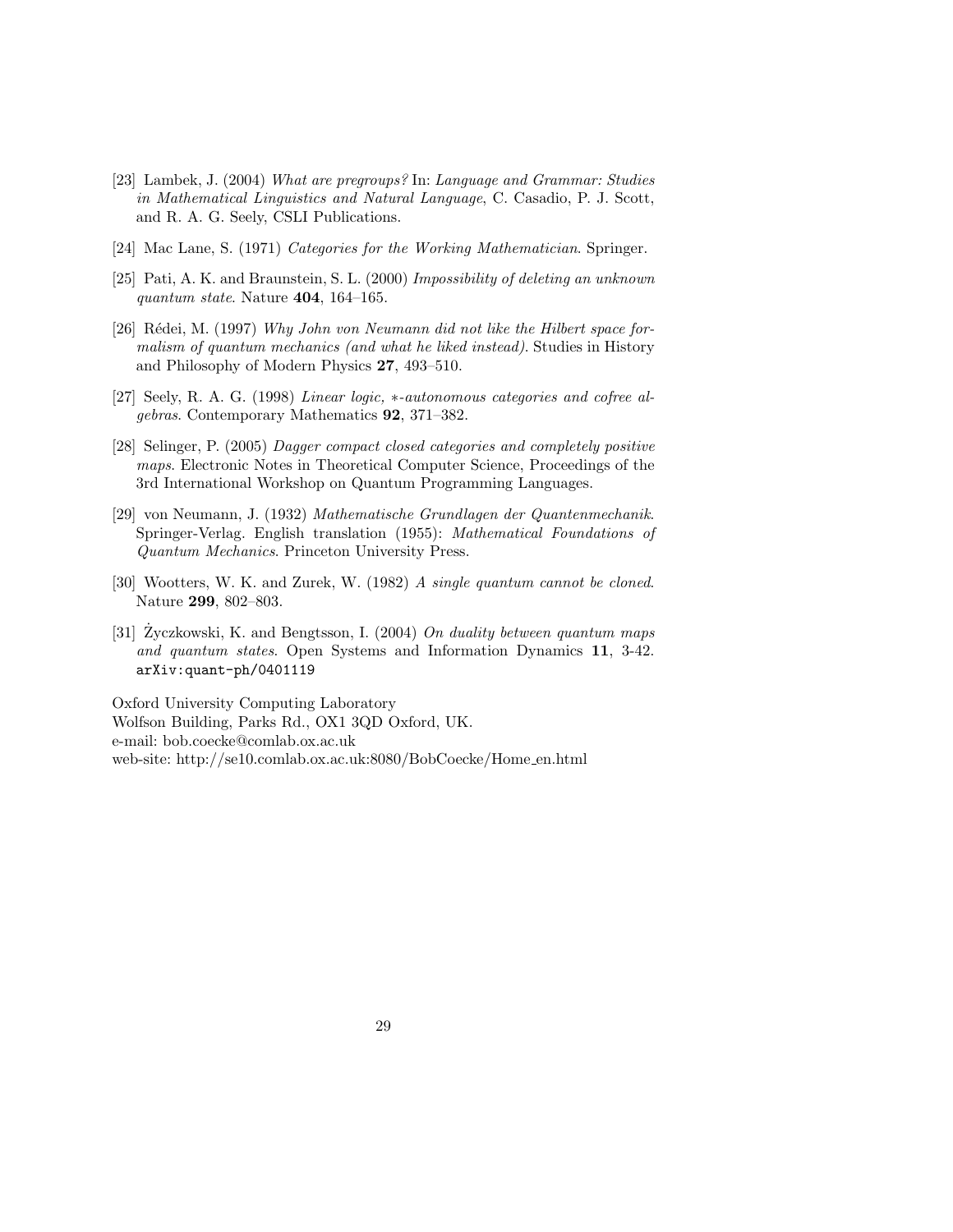[23] Lambek, J. (2004) *What are pregroups?* In: *Language and Grammar: Studies in Mathematical Linguistics and Natural Language*, C. Casadio, P. J. Scott, and R. A. G. Seely, CSLI Publications.

[24] Mac Lane, S. (1971) *Categories for the Working Mathematician*. Springer.

[25] Pati, A. K. and Braunstein, S. L. (2000) *Impossibility of deleting an unknown quantum state*. Nature **404**, 164–165.

[26] Rédei, M. (1997) *Why John von Neumann did not like the Hilbert space formalism of quantum mechanics (and what he liked instead)*. Studies in History and Philosophy of Modern Physics **27**, 493–510.

[27] Seely, R. A. G. (1998) *Linear logic, ∗-autonomous categories and cofree algebras*. Contemporary Mathematics **92**, 371–382.

[28] Selinger, P. (2005) *Dagger compact closed categories and completely positive maps*. Electronic Notes in Theoretical Computer Science, Proceedings of the 3rd International Workshop on Quantum Programming Languages.

[29] von Neumann, J. (1932) *Mathematische Grundlagen der Quantenmechanik*. Springer-Verlag. English translation (1955): *Mathematical Foundations of Quantum Mechanics*. Princeton University Press.

[30] Wootters, W. K. and Zurek, W. (1982) *A single quantum cannot be cloned*. Nature **299**, 802–803.

[31] Życzkowski, K. and Bengtsson, I. (2004) *On duality between quantum maps and quantum states*. Open Systems and Information Dynamics **11**, 3-42. arXiv:quant-ph/0401119

Oxford University Computing Laboratory
Wolfson Building, Parks Rd., OX1 3QD Oxford, UK.
e-mail: bob.coecke@comlab.ox.ac.uk
web-site: http://se10.comlab.ox.ac.uk:8080/BobCoecke/Home_en.html